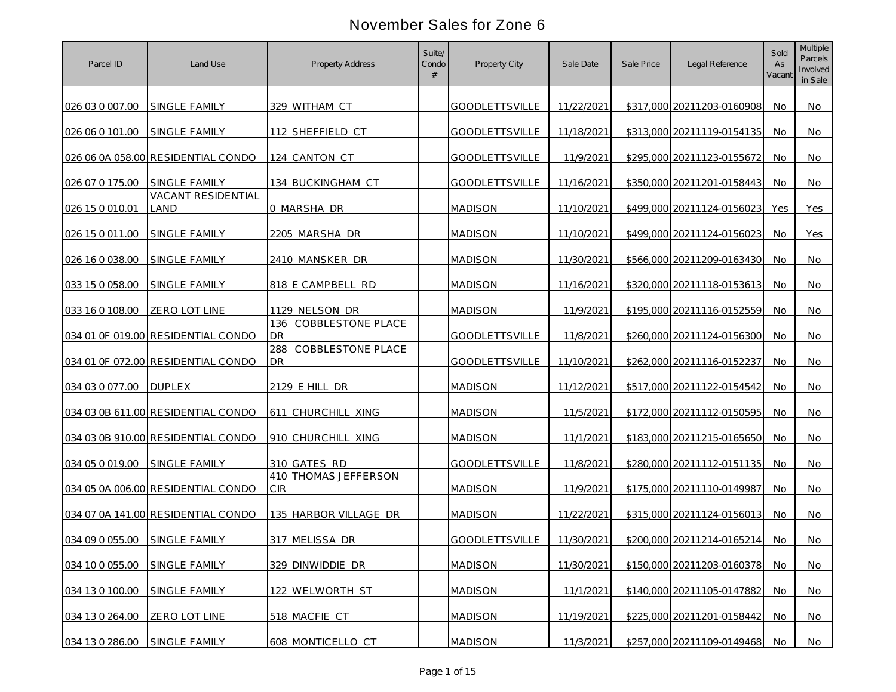# November Sales for Zone 6

| Parcel ID | Land Use | Property Address | Suite/ Condo # | Property City | Sale Date | Sale Price | Legal Reference | Sold As Vacant | Multiple Parcels Involved in Sale |
|---|---|---|---|---|---|---|---|---|---|
| 026 03 0 007.00 | SINGLE FAMILY | 329 WITHAM CT | | GOODLETTSVILLE | 11/22/2021 | $317,000 | 20211203-0160908 | No | No |
| 026 06 0 101.00 | SINGLE FAMILY | 112 SHEFFIELD CT | | GOODLETTSVILLE | 11/18/2021 | $313,000 | 20211119-0154135 | No | No |
| 026 06 0A 058.00 | RESIDENTIAL CONDO | 124 CANTON CT | | GOODLETTSVILLE | 11/9/2021 | $295,000 | 20211123-0155672 | No | No |
| 026 07 0 175.00 | SINGLE FAMILY | 134 BUCKINGHAM CT | | GOODLETTSVILLE | 11/16/2021 | $350,000 | 20211201-0158443 | No | No |
| 026 15 0 010.01 | VACANT RESIDENTIAL LAND | 0 MARSHA DR | | MADISON | 11/10/2021 | $499,000 | 20211124-0156023 | Yes | Yes |
| 026 15 0 011.00 | SINGLE FAMILY | 2205 MARSHA DR | | MADISON | 11/10/2021 | $499,000 | 20211124-0156023 | No | Yes |
| 026 16 0 038.00 | SINGLE FAMILY | 2410 MANSKER DR | | MADISON | 11/30/2021 | $566,000 | 20211209-0163430 | No | No |
| 033 15 0 058.00 | SINGLE FAMILY | 818 E CAMPBELL RD | | MADISON | 11/16/2021 | $320,000 | 20211118-0153613 | No | No |
| 033 16 0 108.00 | ZERO LOT LINE | 1129 NELSON DR | | MADISON | 11/9/2021 | $195,000 | 20211116-0152559 | No | No |
| 034 01 0F 019.00 | RESIDENTIAL CONDO | 136 COBBLESTONE PLACE DR | | GOODLETTSVILLE | 11/8/2021 | $260,000 | 20211124-0156300 | No | No |
| 034 01 0F 072.00 | RESIDENTIAL CONDO | 288 COBBLESTONE PLACE DR | | GOODLETTSVILLE | 11/10/2021 | $262,000 | 20211116-0152237 | No | No |
| 034 03 0 077.00 | DUPLEX | 2129 E HILL DR | | MADISON | 11/12/2021 | $517,000 | 20211122-0154542 | No | No |
| 034 03 0B 611.00 | RESIDENTIAL CONDO | 611 CHURCHILL XING | | MADISON | 11/5/2021 | $172,000 | 20211112-0150595 | No | No |
| 034 03 0B 910.00 | RESIDENTIAL CONDO | 910 CHURCHILL XING | | MADISON | 11/1/2021 | $183,000 | 20211215-0165650 | No | No |
| 034 05 0 019.00 | SINGLE FAMILY | 310 GATES RD | | GOODLETTSVILLE | 11/8/2021 | $280,000 | 20211112-0151135 | No | No |
| 034 05 0A 006.00 | RESIDENTIAL CONDO | 410 THOMAS JEFFERSON CIR | | MADISON | 11/9/2021 | $175,000 | 20211110-0149987 | No | No |
| 034 07 0A 141.00 | RESIDENTIAL CONDO | 135 HARBOR VILLAGE DR | | MADISON | 11/22/2021 | $315,000 | 20211124-0156013 | No | No |
| 034 09 0 055.00 | SINGLE FAMILY | 317 MELISSA DR | | GOODLETTSVILLE | 11/30/2021 | $200,000 | 20211214-0165214 | No | No |
| 034 10 0 055.00 | SINGLE FAMILY | 329 DINWIDDIE DR | | MADISON | 11/30/2021 | $150,000 | 20211203-0160378 | No | No |
| 034 13 0 100.00 | SINGLE FAMILY | 122 WELWORTH ST | | MADISON | 11/1/2021 | $140,000 | 20211105-0147882 | No | No |
| 034 13 0 264.00 | ZERO LOT LINE | 518 MACFIE CT | | MADISON | 11/19/2021 | $225,000 | 20211201-0158442 | No | No |
| 034 13 0 286.00 | SINGLE FAMILY | 608 MONTICELLO CT | | MADISON | 11/3/2021 | $257,000 | 20211109-0149468 | No | No |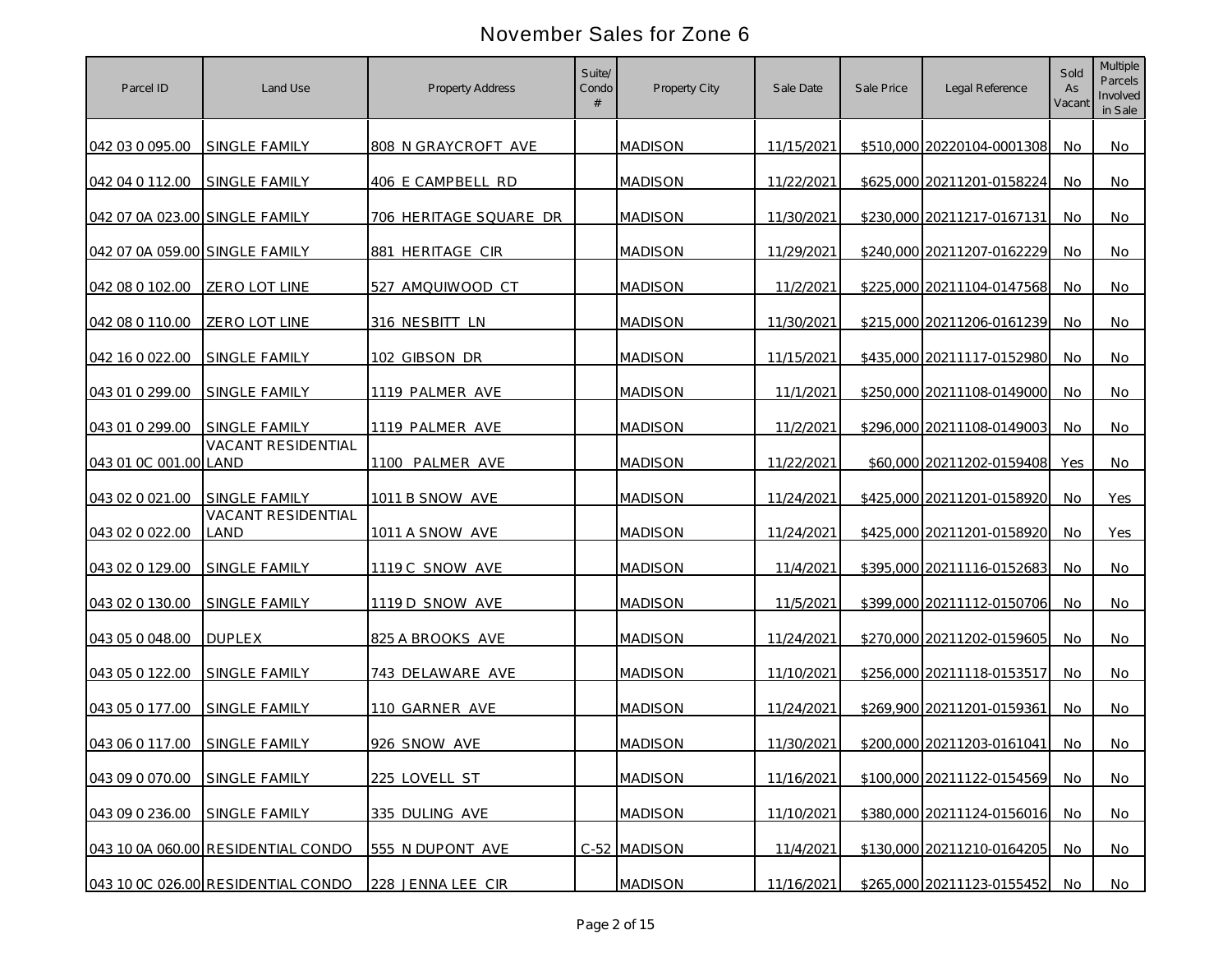# November Sales for Zone 6

| Parcel ID | Land Use | Property Address | Suite/ Condo # | Property City | Sale Date | Sale Price | Legal Reference | Sold As Vacant | Multiple Parcels Involved in Sale |
|---|---|---|---|---|---|---|---|---|---|
| 042 03 0 095.00 | SINGLE FAMILY | 808 N GRAYCROFT AVE | | MADISON | 11/15/2021 | $510,000 | 20220104-0001308 | No | No |
| 042 04 0 112.00 | SINGLE FAMILY | 406 E CAMPBELL RD | | MADISON | 11/22/2021 | $625,000 | 20211201-0158224 | No | No |
| 042 07 0A 023.00 | SINGLE FAMILY | 706 HERITAGE SQUARE DR | | MADISON | 11/30/2021 | $230,000 | 20211217-0167131 | No | No |
| 042 07 0A 059.00 | SINGLE FAMILY | 881 HERITAGE CIR | | MADISON | 11/29/2021 | $240,000 | 20211207-0162229 | No | No |
| 042 08 0 102.00 | ZERO LOT LINE | 527 AMQUIWOOD CT | | MADISON | 11/2/2021 | $225,000 | 20211104-0147568 | No | No |
| 042 08 0 110.00 | ZERO LOT LINE | 316 NESBITT LN | | MADISON | 11/30/2021 | $215,000 | 20211206-0161239 | No | No |
| 042 16 0 022.00 | SINGLE FAMILY | 102 GIBSON DR | | MADISON | 11/15/2021 | $435,000 | 20211117-0152980 | No | No |
| 043 01 0 299.00 | SINGLE FAMILY | 1119 PALMER AVE | | MADISON | 11/1/2021 | $250,000 | 20211108-0149000 | No | No |
| 043 01 0 299.00 | SINGLE FAMILY | 1119 PALMER AVE | | MADISON | 11/2/2021 | $296,000 | 20211108-0149003 | No | No |
| 043 01 0C 001.00 | VACANT RESIDENTIAL LAND | 1100 PALMER AVE | | MADISON | 11/22/2021 | $60,000 | 20211202-0159408 | Yes | No |
| 043 02 0 021.00 | SINGLE FAMILY | 1011 B SNOW AVE | | MADISON | 11/24/2021 | $425,000 | 20211201-0158920 | No | Yes |
| 043 02 0 022.00 | VACANT RESIDENTIAL LAND | 1011 A SNOW AVE | | MADISON | 11/24/2021 | $425,000 | 20211201-0158920 | No | Yes |
| 043 02 0 129.00 | SINGLE FAMILY | 1119 C SNOW AVE | | MADISON | 11/4/2021 | $395,000 | 20211116-0152683 | No | No |
| 043 02 0 130.00 | SINGLE FAMILY | 1119 D SNOW AVE | | MADISON | 11/5/2021 | $399,000 | 20211112-0150706 | No | No |
| 043 05 0 048.00 | DUPLEX | 825 A BROOKS AVE | | MADISON | 11/24/2021 | $270,000 | 20211202-0159605 | No | No |
| 043 05 0 122.00 | SINGLE FAMILY | 743 DELAWARE AVE | | MADISON | 11/10/2021 | $256,000 | 20211118-0153517 | No | No |
| 043 05 0 177.00 | SINGLE FAMILY | 110 GARNER AVE | | MADISON | 11/24/2021 | $269,900 | 20211201-0159361 | No | No |
| 043 06 0 117.00 | SINGLE FAMILY | 926 SNOW AVE | | MADISON | 11/30/2021 | $200,000 | 20211203-0161041 | No | No |
| 043 09 0 070.00 | SINGLE FAMILY | 225 LOVELL ST | | MADISON | 11/16/2021 | $100,000 | 20211122-0154569 | No | No |
| 043 09 0 236.00 | SINGLE FAMILY | 335 DULING AVE | | MADISON | 11/10/2021 | $380,000 | 20211124-0156016 | No | No |
| 043 10 0A 060.00 | RESIDENTIAL CONDO | 555 N DUPONT AVE | C-52 | MADISON | 11/4/2021 | $130,000 | 20211210-0164205 | No | No |
| 043 10 0C 026.00 | RESIDENTIAL CONDO | 228 JENNA LEE CIR | | MADISON | 11/16/2021 | $265,000 | 20211123-0155452 | No | No |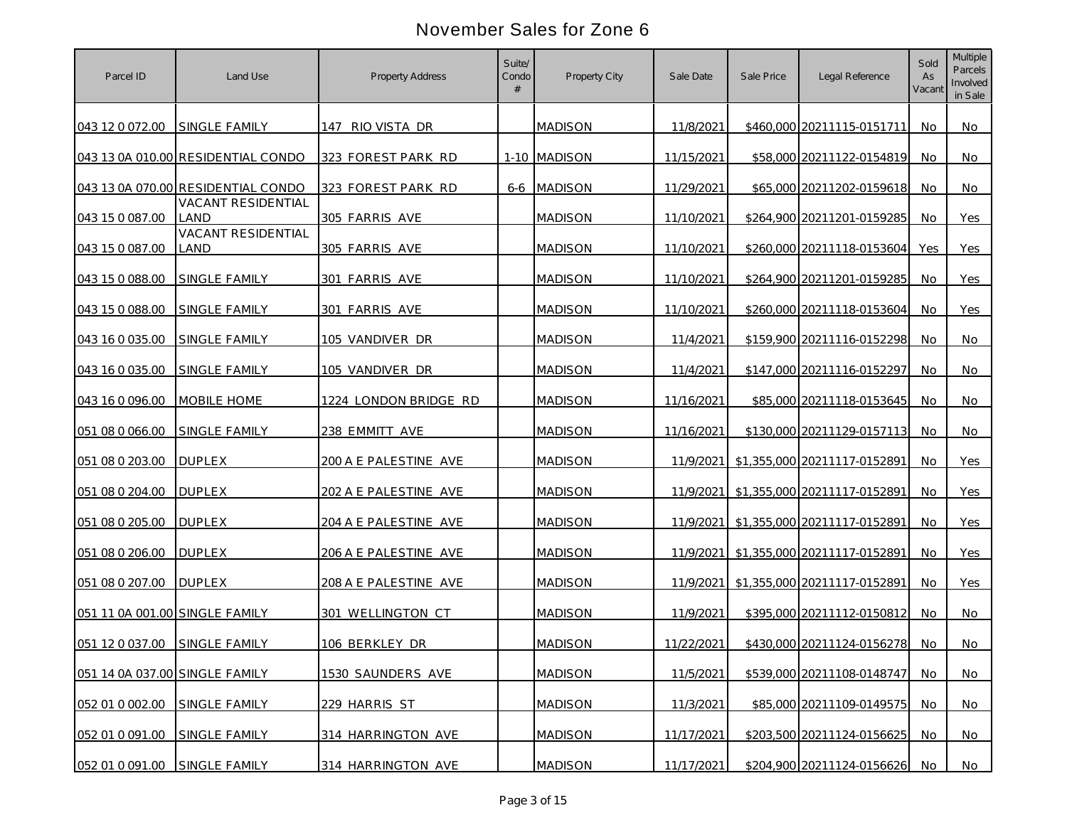# November Sales for Zone 6

| Parcel ID | Land Use | Property Address | Suite/ Condo # | Property City | Sale Date | Sale Price | Legal Reference | Sold As Vacant | Multiple Parcels Involved in Sale |
|---|---|---|---|---|---|---|---|---|---|
| 043 12 0 072.00 | SINGLE FAMILY | 147 RIO VISTA DR | | MADISON | 11/8/2021 | $460,000 | 20211115-0151711 | No | No |
| 043 13 0A 010.00 | RESIDENTIAL CONDO | 323 FOREST PARK RD | 1-10 | MADISON | 11/15/2021 | $58,000 | 20211122-0154819 | No | No |
| 043 13 0A 070.00 | RESIDENTIAL CONDO | 323 FOREST PARK RD | 6-6 | MADISON | 11/29/2021 | $65,000 | 20211202-0159618 | No | No |
| 043 15 0 087.00 | VACANT RESIDENTIAL LAND | 305 FARRIS AVE | | MADISON | 11/10/2021 | $264,900 | 20211201-0159285 | No | Yes |
| 043 15 0 087.00 | VACANT RESIDENTIAL LAND | 305 FARRIS AVE | | MADISON | 11/10/2021 | $260,000 | 20211118-0153604 | Yes | Yes |
| 043 15 0 088.00 | SINGLE FAMILY | 301 FARRIS AVE | | MADISON | 11/10/2021 | $264,900 | 20211201-0159285 | No | Yes |
| 043 15 0 088.00 | SINGLE FAMILY | 301 FARRIS AVE | | MADISON | 11/10/2021 | $260,000 | 20211118-0153604 | No | Yes |
| 043 16 0 035.00 | SINGLE FAMILY | 105 VANDIVER DR | | MADISON | 11/4/2021 | $159,900 | 20211116-0152298 | No | No |
| 043 16 0 035.00 | SINGLE FAMILY | 105 VANDIVER DR | | MADISON | 11/4/2021 | $147,000 | 20211116-0152297 | No | No |
| 043 16 0 096.00 | MOBILE HOME | 1224 LONDON BRIDGE RD | | MADISON | 11/16/2021 | $85,000 | 20211118-0153645 | No | No |
| 051 08 0 066.00 | SINGLE FAMILY | 238 EMMITT AVE | | MADISON | 11/16/2021 | $130,000 | 20211129-0157113 | No | No |
| 051 08 0 203.00 | DUPLEX | 200 A E PALESTINE AVE | | MADISON | 11/9/2021 | $1,355,000 | 20211117-0152891 | No | Yes |
| 051 08 0 204.00 | DUPLEX | 202 A E PALESTINE AVE | | MADISON | 11/9/2021 | $1,355,000 | 20211117-0152891 | No | Yes |
| 051 08 0 205.00 | DUPLEX | 204 A E PALESTINE AVE | | MADISON | 11/9/2021 | $1,355,000 | 20211117-0152891 | No | Yes |
| 051 08 0 206.00 | DUPLEX | 206 A E PALESTINE AVE | | MADISON | 11/9/2021 | $1,355,000 | 20211117-0152891 | No | Yes |
| 051 08 0 207.00 | DUPLEX | 208 A E PALESTINE AVE | | MADISON | 11/9/2021 | $1,355,000 | 20211117-0152891 | No | Yes |
| 051 11 0A 001.00 | SINGLE FAMILY | 301 WELLINGTON CT | | MADISON | 11/9/2021 | $395,000 | 20211112-0150812 | No | No |
| 051 12 0 037.00 | SINGLE FAMILY | 106 BERKLEY DR | | MADISON | 11/22/2021 | $430,000 | 20211124-0156278 | No | No |
| 051 14 0A 037.00 | SINGLE FAMILY | 1530 SAUNDERS AVE | | MADISON | 11/5/2021 | $539,000 | 20211108-0148747 | No | No |
| 052 01 0 002.00 | SINGLE FAMILY | 229 HARRIS ST | | MADISON | 11/3/2021 | $85,000 | 20211109-0149575 | No | No |
| 052 01 0 091.00 | SINGLE FAMILY | 314 HARRINGTON AVE | | MADISON | 11/17/2021 | $203,500 | 20211124-0156625 | No | No |
| 052 01 0 091.00 | SINGLE FAMILY | 314 HARRINGTON AVE | | MADISON | 11/17/2021 | $204,900 | 20211124-0156626 | No | No |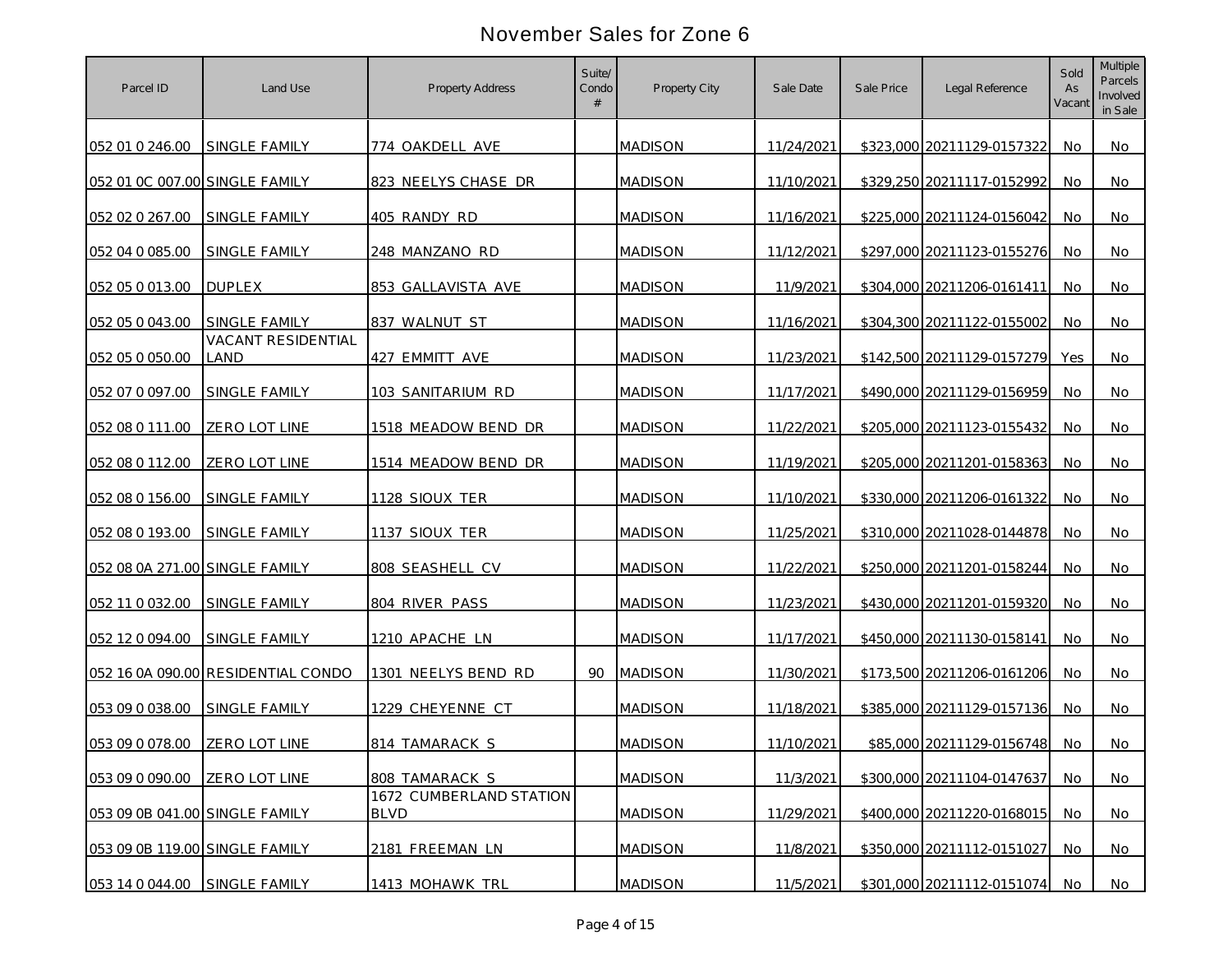# November Sales for Zone 6

| Parcel ID | Land Use | Property Address | Suite/ Condo # | Property City | Sale Date | Sale Price | Legal Reference | Sold As Vacant | Multiple Parcels Involved in Sale |
|---|---|---|---|---|---|---|---|---|---|
| 052 01 0 246.00 | SINGLE FAMILY | 774 OAKDELL AVE | | MADISON | 11/24/2021 | $323,000 | 20211129-0157322 | No | No |
| 052 01 0C 007.00 | SINGLE FAMILY | 823 NEELYS CHASE DR | | MADISON | 11/10/2021 | $329,250 | 20211117-0152992 | No | No |
| 052 02 0 267.00 | SINGLE FAMILY | 405 RANDY RD | | MADISON | 11/16/2021 | $225,000 | 20211124-0156042 | No | No |
| 052 04 0 085.00 | SINGLE FAMILY | 248 MANZANO RD | | MADISON | 11/12/2021 | $297,000 | 20211123-0155276 | No | No |
| 052 05 0 013.00 | DUPLEX | 853 GALLAVISTA AVE | | MADISON | 11/9/2021 | $304,000 | 20211206-0161411 | No | No |
| 052 05 0 043.00 | SINGLE FAMILY | 837 WALNUT ST | | MADISON | 11/16/2021 | $304,300 | 20211122-0155002 | No | No |
| 052 05 0 050.00 | VACANT RESIDENTIAL LAND | 427 EMMITT AVE | | MADISON | 11/23/2021 | $142,500 | 20211129-0157279 | Yes | No |
| 052 07 0 097.00 | SINGLE FAMILY | 103 SANITARIUM RD | | MADISON | 11/17/2021 | $490,000 | 20211129-0156959 | No | No |
| 052 08 0 111.00 | ZERO LOT LINE | 1518 MEADOW BEND DR | | MADISON | 11/22/2021 | $205,000 | 20211123-0155432 | No | No |
| 052 08 0 112.00 | ZERO LOT LINE | 1514 MEADOW BEND DR | | MADISON | 11/19/2021 | $205,000 | 20211201-0158363 | No | No |
| 052 08 0 156.00 | SINGLE FAMILY | 1128 SIOUX TER | | MADISON | 11/10/2021 | $330,000 | 20211206-0161322 | No | No |
| 052 08 0 193.00 | SINGLE FAMILY | 1137 SIOUX TER | | MADISON | 11/25/2021 | $310,000 | 20211028-0144878 | No | No |
| 052 08 0A 271.00 | SINGLE FAMILY | 808 SEASHELL CV | | MADISON | 11/22/2021 | $250,000 | 20211201-0158244 | No | No |
| 052 11 0 032.00 | SINGLE FAMILY | 804 RIVER PASS | | MADISON | 11/23/2021 | $430,000 | 20211201-0159320 | No | No |
| 052 12 0 094.00 | SINGLE FAMILY | 1210 APACHE LN | | MADISON | 11/17/2021 | $450,000 | 20211130-0158141 | No | No |
| 052 16 0A 090.00 | RESIDENTIAL CONDO | 1301 NEELYS BEND RD | 90 | MADISON | 11/30/2021 | $173,500 | 20211206-0161206 | No | No |
| 053 09 0 038.00 | SINGLE FAMILY | 1229 CHEYENNE CT | | MADISON | 11/18/2021 | $385,000 | 20211129-0157136 | No | No |
| 053 09 0 078.00 | ZERO LOT LINE | 814 TAMARACK S | | MADISON | 11/10/2021 | $85,000 | 20211129-0156748 | No | No |
| 053 09 0 090.00 | ZERO LOT LINE | 808 TAMARACK S | | MADISON | 11/3/2021 | $300,000 | 20211104-0147637 | No | No |
| 053 09 0B 041.00 | SINGLE FAMILY | 1672 CUMBERLAND STATION BLVD | | MADISON | 11/29/2021 | $400,000 | 20211220-0168015 | No | No |
| 053 09 0B 119.00 | SINGLE FAMILY | 2181 FREEMAN LN | | MADISON | 11/8/2021 | $350,000 | 20211112-0151027 | No | No |
| 053 14 0 044.00 | SINGLE FAMILY | 1413 MOHAWK TRL | | MADISON | 11/5/2021 | $301,000 | 20211112-0151074 | No | No |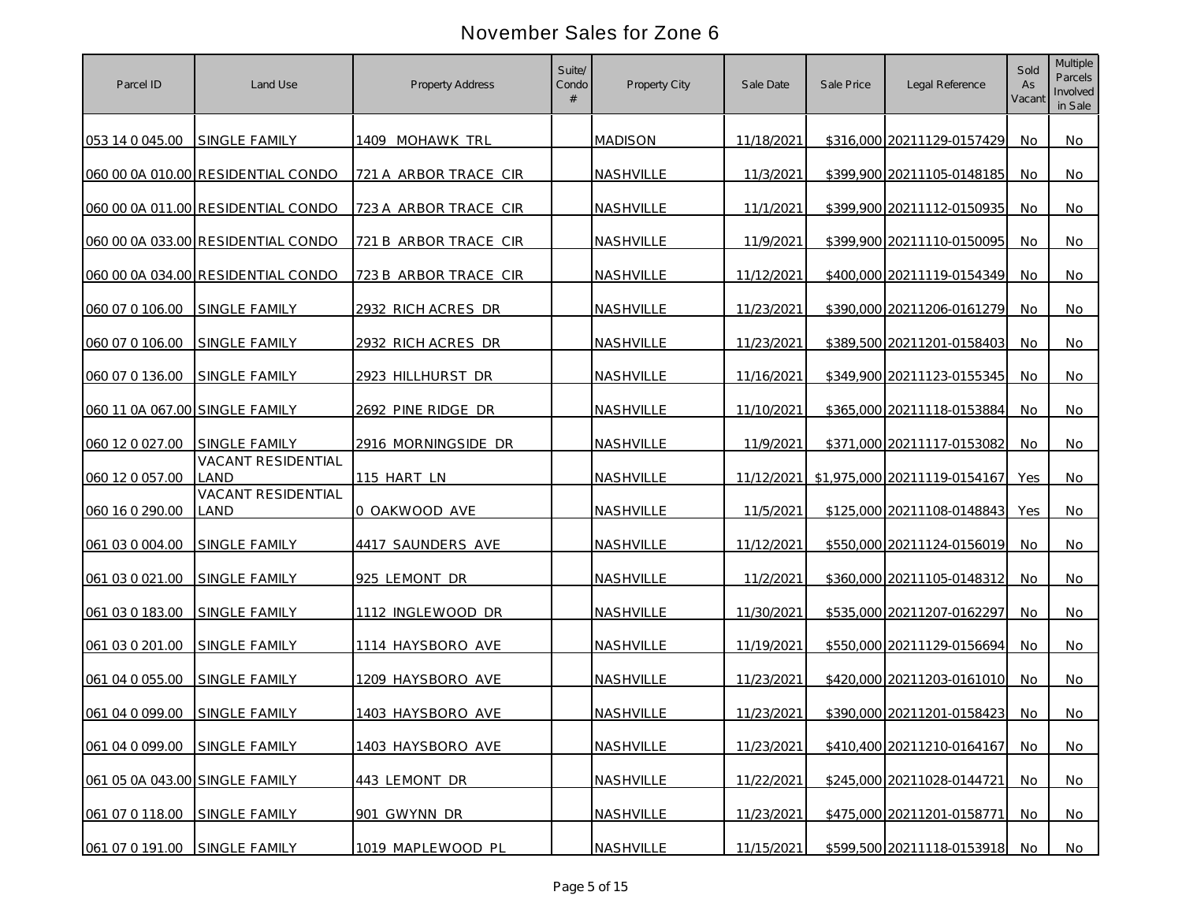# November Sales for Zone 6

| Parcel ID | Land Use | Property Address | Suite/ Condo # | Property City | Sale Date | Sale Price | Legal Reference | Sold As Vacant | Multiple Parcels Involved in Sale |
|---|---|---|---|---|---|---|---|---|---|
| 053 14 0 045.00 | SINGLE FAMILY | 1409 MOHAWK TRL | | MADISON | 11/18/2021 | $316,000 | 20211129-0157429 | No | No |
| 060 00 0A 010.00 | RESIDENTIAL CONDO | 721 A ARBOR TRACE CIR | | NASHVILLE | 11/3/2021 | $399,900 | 20211105-0148185 | No | No |
| 060 00 0A 011.00 | RESIDENTIAL CONDO | 723 A ARBOR TRACE CIR | | NASHVILLE | 11/1/2021 | $399,900 | 20211112-0150935 | No | No |
| 060 00 0A 033.00 | RESIDENTIAL CONDO | 721 B ARBOR TRACE CIR | | NASHVILLE | 11/9/2021 | $399,900 | 20211110-0150095 | No | No |
| 060 00 0A 034.00 | RESIDENTIAL CONDO | 723 B ARBOR TRACE CIR | | NASHVILLE | 11/12/2021 | $400,000 | 20211119-0154349 | No | No |
| 060 07 0 106.00 | SINGLE FAMILY | 2932 RICH ACRES DR | | NASHVILLE | 11/23/2021 | $390,000 | 20211206-0161279 | No | No |
| 060 07 0 106.00 | SINGLE FAMILY | 2932 RICH ACRES DR | | NASHVILLE | 11/23/2021 | $389,500 | 20211201-0158403 | No | No |
| 060 07 0 136.00 | SINGLE FAMILY | 2923 HILLHURST DR | | NASHVILLE | 11/16/2021 | $349,900 | 20211123-0155345 | No | No |
| 060 11 0A 067.00 | SINGLE FAMILY | 2692 PINE RIDGE DR | | NASHVILLE | 11/10/2021 | $365,000 | 20211118-0153884 | No | No |
| 060 12 0 027.00 | SINGLE FAMILY | 2916 MORNINGSIDE DR | | NASHVILLE | 11/9/2021 | $371,000 | 20211117-0153082 | No | No |
| 060 12 0 057.00 | VACANT RESIDENTIAL LAND | 115 HART LN | | NASHVILLE | 11/12/2021 | $1,975,000 | 20211119-0154167 | Yes | No |
| 060 16 0 290.00 | VACANT RESIDENTIAL LAND | 0 OAKWOOD AVE | | NASHVILLE | 11/5/2021 | $125,000 | 20211108-0148843 | Yes | No |
| 061 03 0 004.00 | SINGLE FAMILY | 4417 SAUNDERS AVE | | NASHVILLE | 11/12/2021 | $550,000 | 20211124-0156019 | No | No |
| 061 03 0 021.00 | SINGLE FAMILY | 925 LEMONT DR | | NASHVILLE | 11/2/2021 | $360,000 | 20211105-0148312 | No | No |
| 061 03 0 183.00 | SINGLE FAMILY | 1112 INGLEWOOD DR | | NASHVILLE | 11/30/2021 | $535,000 | 20211207-0162297 | No | No |
| 061 03 0 201.00 | SINGLE FAMILY | 1114 HAYSBORO AVE | | NASHVILLE | 11/19/2021 | $550,000 | 20211129-0156694 | No | No |
| 061 04 0 055.00 | SINGLE FAMILY | 1209 HAYSBORO AVE | | NASHVILLE | 11/23/2021 | $420,000 | 20211203-0161010 | No | No |
| 061 04 0 099.00 | SINGLE FAMILY | 1403 HAYSBORO AVE | | NASHVILLE | 11/23/2021 | $390,000 | 20211201-0158423 | No | No |
| 061 04 0 099.00 | SINGLE FAMILY | 1403 HAYSBORO AVE | | NASHVILLE | 11/23/2021 | $410,400 | 20211210-0164167 | No | No |
| 061 05 0A 043.00 | SINGLE FAMILY | 443 LEMONT DR | | NASHVILLE | 11/22/2021 | $245,000 | 20211028-0144721 | No | No |
| 061 07 0 118.00 | SINGLE FAMILY | 901 GWYNN DR | | NASHVILLE | 11/23/2021 | $475,000 | 20211201-0158771 | No | No |
| 061 07 0 191.00 | SINGLE FAMILY | 1019 MAPLEWOOD PL | | NASHVILLE | 11/15/2021 | $599,500 | 20211118-0153918 | No | No |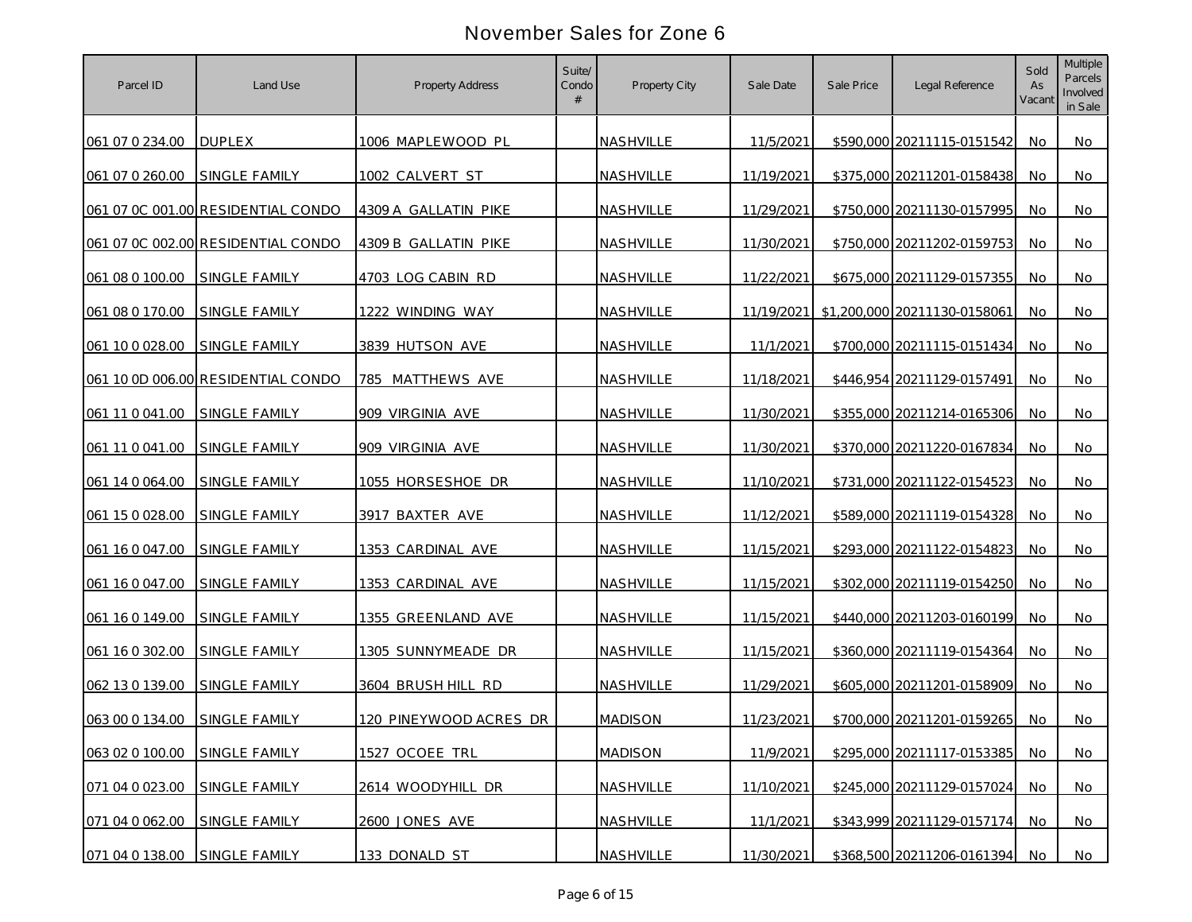# November Sales for Zone 6

| Parcel ID | Land Use | Property Address | Suite/ Condo # | Property City | Sale Date | Sale Price | Legal Reference | Sold As Vacant | Multiple Parcels Involved in Sale |
|---|---|---|---|---|---|---|---|---|---|
| 061 07 0 234.00 | DUPLEX | 1006 MAPLEWOOD PL | | NASHVILLE | 11/5/2021 | $590,000 | 20211115-0151542 | No | No |
| 061 07 0 260.00 | SINGLE FAMILY | 1002 CALVERT ST | | NASHVILLE | 11/19/2021 | $375,000 | 20211201-0158438 | No | No |
| 061 07 0C 001.00 | RESIDENTIAL CONDO | 4309 A GALLATIN PIKE | | NASHVILLE | 11/29/2021 | $750,000 | 20211130-0157995 | No | No |
| 061 07 0C 002.00 | RESIDENTIAL CONDO | 4309 B GALLATIN PIKE | | NASHVILLE | 11/30/2021 | $750,000 | 20211202-0159753 | No | No |
| 061 08 0 100.00 | SINGLE FAMILY | 4703 LOG CABIN RD | | NASHVILLE | 11/22/2021 | $675,000 | 20211129-0157355 | No | No |
| 061 08 0 170.00 | SINGLE FAMILY | 1222 WINDING WAY | | NASHVILLE | 11/19/2021 | $1,200,000 | 20211130-0158061 | No | No |
| 061 10 0 028.00 | SINGLE FAMILY | 3839 HUTSON AVE | | NASHVILLE | 11/1/2021 | $700,000 | 20211115-0151434 | No | No |
| 061 10 0D 006.00 | RESIDENTIAL CONDO | 785 MATTHEWS AVE | | NASHVILLE | 11/18/2021 | $446,954 | 20211129-0157491 | No | No |
| 061 11 0 041.00 | SINGLE FAMILY | 909 VIRGINIA AVE | | NASHVILLE | 11/30/2021 | $355,000 | 20211214-0165306 | No | No |
| 061 11 0 041.00 | SINGLE FAMILY | 909 VIRGINIA AVE | | NASHVILLE | 11/30/2021 | $370,000 | 20211220-0167834 | No | No |
| 061 14 0 064.00 | SINGLE FAMILY | 1055 HORSESHOE DR | | NASHVILLE | 11/10/2021 | $731,000 | 20211122-0154523 | No | No |
| 061 15 0 028.00 | SINGLE FAMILY | 3917 BAXTER AVE | | NASHVILLE | 11/12/2021 | $589,000 | 20211119-0154328 | No | No |
| 061 16 0 047.00 | SINGLE FAMILY | 1353 CARDINAL AVE | | NASHVILLE | 11/15/2021 | $293,000 | 20211122-0154823 | No | No |
| 061 16 0 047.00 | SINGLE FAMILY | 1353 CARDINAL AVE | | NASHVILLE | 11/15/2021 | $302,000 | 20211119-0154250 | No | No |
| 061 16 0 149.00 | SINGLE FAMILY | 1355 GREENLAND AVE | | NASHVILLE | 11/15/2021 | $440,000 | 20211203-0160199 | No | No |
| 061 16 0 302.00 | SINGLE FAMILY | 1305 SUNNYMEADE DR | | NASHVILLE | 11/15/2021 | $360,000 | 20211119-0154364 | No | No |
| 062 13 0 139.00 | SINGLE FAMILY | 3604 BRUSH HILL RD | | NASHVILLE | 11/29/2021 | $605,000 | 20211201-0158909 | No | No |
| 063 00 0 134.00 | SINGLE FAMILY | 120 PINEYWOOD ACRES DR | | MADISON | 11/23/2021 | $700,000 | 20211201-0159265 | No | No |
| 063 02 0 100.00 | SINGLE FAMILY | 1527 OCOEE TRL | | MADISON | 11/9/2021 | $295,000 | 20211117-0153385 | No | No |
| 071 04 0 023.00 | SINGLE FAMILY | 2614 WOODYHILL DR | | NASHVILLE | 11/10/2021 | $245,000 | 20211129-0157024 | No | No |
| 071 04 0 062.00 | SINGLE FAMILY | 2600 JONES AVE | | NASHVILLE | 11/1/2021 | $343,999 | 20211129-0157174 | No | No |
| 071 04 0 138.00 | SINGLE FAMILY | 133 DONALD ST | | NASHVILLE | 11/30/2021 | $368,500 | 20211206-0161394 | No | No |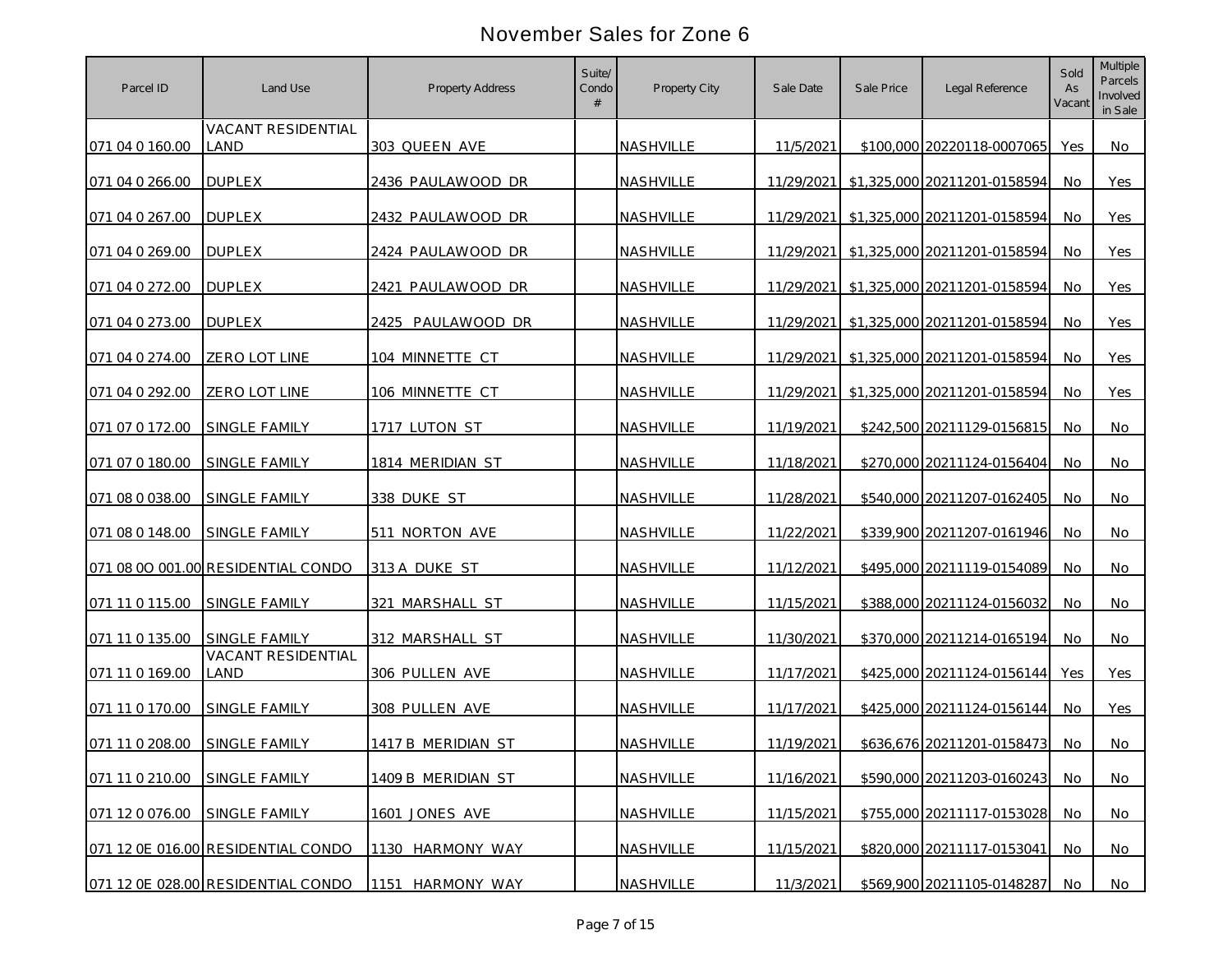# November Sales for Zone 6

| Parcel ID | Land Use | Property Address | Suite/ Condo # | Property City | Sale Date | Sale Price | Legal Reference | Sold As Vacant | Multiple Parcels Involved in Sale |
|---|---|---|---|---|---|---|---|---|---|
| 071 04 0 160.00 | VACANT RESIDENTIAL LAND | 303 QUEEN AVE | | NASHVILLE | 11/5/2021 | $100,000 | 20220118-0007065 | Yes | No |
| 071 04 0 266.00 | DUPLEX | 2436 PAULAWOOD DR | | NASHVILLE | 11/29/2021 | $1,325,000 | 20211201-0158594 | No | Yes |
| 071 04 0 267.00 | DUPLEX | 2432 PAULAWOOD DR | | NASHVILLE | 11/29/2021 | $1,325,000 | 20211201-0158594 | No | Yes |
| 071 04 0 269.00 | DUPLEX | 2424 PAULAWOOD DR | | NASHVILLE | 11/29/2021 | $1,325,000 | 20211201-0158594 | No | Yes |
| 071 04 0 272.00 | DUPLEX | 2421 PAULAWOOD DR | | NASHVILLE | 11/29/2021 | $1,325,000 | 20211201-0158594 | No | Yes |
| 071 04 0 273.00 | DUPLEX | 2425 PAULAWOOD DR | | NASHVILLE | 11/29/2021 | $1,325,000 | 20211201-0158594 | No | Yes |
| 071 04 0 274.00 | ZERO LOT LINE | 104 MINNETTE CT | | NASHVILLE | 11/29/2021 | $1,325,000 | 20211201-0158594 | No | Yes |
| 071 04 0 292.00 | ZERO LOT LINE | 106 MINNETTE CT | | NASHVILLE | 11/29/2021 | $1,325,000 | 20211201-0158594 | No | Yes |
| 071 07 0 172.00 | SINGLE FAMILY | 1717 LUTON ST | | NASHVILLE | 11/19/2021 | $242,500 | 20211129-0156815 | No | No |
| 071 07 0 180.00 | SINGLE FAMILY | 1814 MERIDIAN ST | | NASHVILLE | 11/18/2021 | $270,000 | 20211124-0156404 | No | No |
| 071 08 0 038.00 | SINGLE FAMILY | 338 DUKE ST | | NASHVILLE | 11/28/2021 | $540,000 | 20211207-0162405 | No | No |
| 071 08 0 148.00 | SINGLE FAMILY | 511 NORTON AVE | | NASHVILLE | 11/22/2021 | $339,900 | 20211207-0161946 | No | No |
| 071 08 0O 001.00 | RESIDENTIAL CONDO | 313 A DUKE ST | | NASHVILLE | 11/12/2021 | $495,000 | 20211119-0154089 | No | No |
| 071 11 0 115.00 | SINGLE FAMILY | 321 MARSHALL ST | | NASHVILLE | 11/15/2021 | $388,000 | 20211124-0156032 | No | No |
| 071 11 0 135.00 | SINGLE FAMILY | 312 MARSHALL ST | | NASHVILLE | 11/30/2021 | $370,000 | 20211214-0165194 | No | No |
| 071 11 0 169.00 | VACANT RESIDENTIAL LAND | 306 PULLEN AVE | | NASHVILLE | 11/17/2021 | $425,000 | 20211124-0156144 | Yes | Yes |
| 071 11 0 170.00 | SINGLE FAMILY | 308 PULLEN AVE | | NASHVILLE | 11/17/2021 | $425,000 | 20211124-0156144 | No | Yes |
| 071 11 0 208.00 | SINGLE FAMILY | 1417 B MERIDIAN ST | | NASHVILLE | 11/19/2021 | $636,676 | 20211201-0158473 | No | No |
| 071 11 0 210.00 | SINGLE FAMILY | 1409 B MERIDIAN ST | | NASHVILLE | 11/16/2021 | $590,000 | 20211203-0160243 | No | No |
| 071 12 0 076.00 | SINGLE FAMILY | 1601 JONES AVE | | NASHVILLE | 11/15/2021 | $755,000 | 20211117-0153028 | No | No |
| 071 12 0E 016.00 | RESIDENTIAL CONDO | 1130 HARMONY WAY | | NASHVILLE | 11/15/2021 | $820,000 | 20211117-0153041 | No | No |
| 071 12 0E 028.00 | RESIDENTIAL CONDO | 1151 HARMONY WAY | | NASHVILLE | 11/3/2021 | $569,900 | 20211105-0148287 | No | No |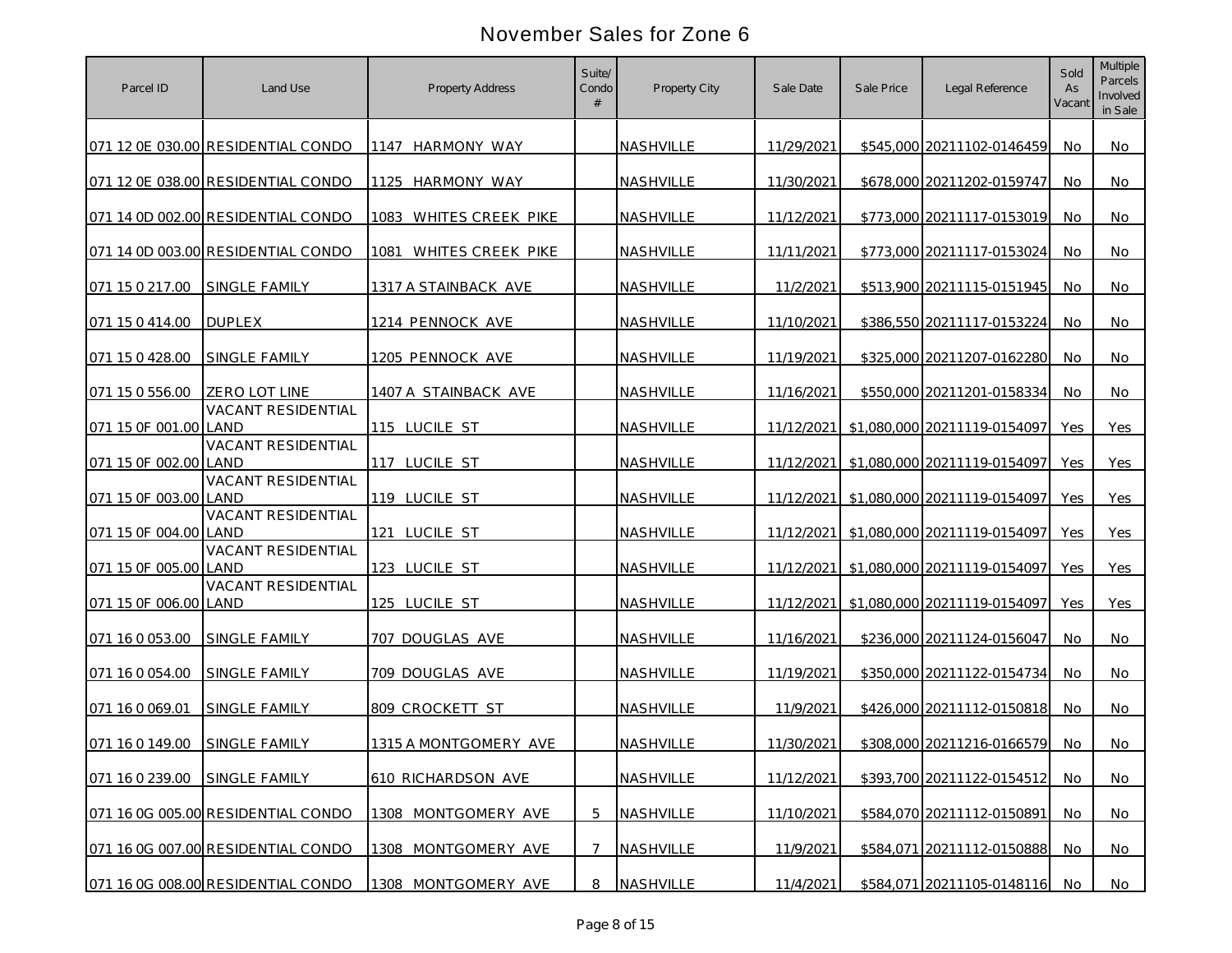# November Sales for Zone 6

| Parcel ID | Land Use | Property Address | Suite/ Condo # | Property City | Sale Date | Sale Price | Legal Reference | Sold As Vacant | Multiple Parcels Involved in Sale |
|---|---|---|---|---|---|---|---|---|---|
| 071 12 0E 030.00 | RESIDENTIAL CONDO | 1147 HARMONY WAY | | NASHVILLE | 11/29/2021 | $545,000 | 20211102-0146459 | No | No |
| 071 12 0E 038.00 | RESIDENTIAL CONDO | 1125 HARMONY WAY | | NASHVILLE | 11/30/2021 | $678,000 | 20211202-0159747 | No | No |
| 071 14 0D 002.00 | RESIDENTIAL CONDO | 1083 WHITES CREEK PIKE | | NASHVILLE | 11/12/2021 | $773,000 | 20211117-0153019 | No | No |
| 071 14 0D 003.00 | RESIDENTIAL CONDO | 1081 WHITES CREEK PIKE | | NASHVILLE | 11/11/2021 | $773,000 | 20211117-0153024 | No | No |
| 071 15 0 217.00 | SINGLE FAMILY | 1317 A STAINBACK AVE | | NASHVILLE | 11/2/2021 | $513,900 | 20211115-0151945 | No | No |
| 071 15 0 414.00 | DUPLEX | 1214 PENNOCK AVE | | NASHVILLE | 11/10/2021 | $386,550 | 20211117-0153224 | No | No |
| 071 15 0 428.00 | SINGLE FAMILY | 1205 PENNOCK AVE | | NASHVILLE | 11/19/2021 | $325,000 | 20211207-0162280 | No | No |
| 071 15 0 556.00 | ZERO LOT LINE | 1407 A STAINBACK AVE | | NASHVILLE | 11/16/2021 | $550,000 | 20211201-0158334 | No | No |
| 071 15 0F 001.00 | VACANT RESIDENTIAL LAND | 115 LUCILE ST | | NASHVILLE | 11/12/2021 | $1,080,000 | 20211119-0154097 | Yes | Yes |
| 071 15 0F 002.00 | VACANT RESIDENTIAL LAND | 117 LUCILE ST | | NASHVILLE | 11/12/2021 | $1,080,000 | 20211119-0154097 | Yes | Yes |
| 071 15 0F 003.00 | VACANT RESIDENTIAL LAND | 119 LUCILE ST | | NASHVILLE | 11/12/2021 | $1,080,000 | 20211119-0154097 | Yes | Yes |
| 071 15 0F 004.00 | VACANT RESIDENTIAL LAND | 121 LUCILE ST | | NASHVILLE | 11/12/2021 | $1,080,000 | 20211119-0154097 | Yes | Yes |
| 071 15 0F 005.00 | VACANT RESIDENTIAL LAND | 123 LUCILE ST | | NASHVILLE | 11/12/2021 | $1,080,000 | 20211119-0154097 | Yes | Yes |
| 071 15 0F 006.00 | VACANT RESIDENTIAL LAND | 125 LUCILE ST | | NASHVILLE | 11/12/2021 | $1,080,000 | 20211119-0154097 | Yes | Yes |
| 071 16 0 053.00 | SINGLE FAMILY | 707 DOUGLAS AVE | | NASHVILLE | 11/16/2021 | $236,000 | 20211124-0156047 | No | No |
| 071 16 0 054.00 | SINGLE FAMILY | 709 DOUGLAS AVE | | NASHVILLE | 11/19/2021 | $350,000 | 20211122-0154734 | No | No |
| 071 16 0 069.01 | SINGLE FAMILY | 809 CROCKETT ST | | NASHVILLE | 11/9/2021 | $426,000 | 20211112-0150818 | No | No |
| 071 16 0 149.00 | SINGLE FAMILY | 1315 A MONTGOMERY AVE | | NASHVILLE | 11/30/2021 | $308,000 | 20211216-0166579 | No | No |
| 071 16 0 239.00 | SINGLE FAMILY | 610 RICHARDSON AVE | | NASHVILLE | 11/12/2021 | $393,700 | 20211122-0154512 | No | No |
| 071 16 0G 005.00 | RESIDENTIAL CONDO | 1308 MONTGOMERY AVE | 5 | NASHVILLE | 11/10/2021 | $584,070 | 20211112-0150891 | No | No |
| 071 16 0G 007.00 | RESIDENTIAL CONDO | 1308 MONTGOMERY AVE | 7 | NASHVILLE | 11/9/2021 | $584,071 | 20211112-0150888 | No | No |
| 071 16 0G 008.00 | RESIDENTIAL CONDO | 1308 MONTGOMERY AVE | 8 | NASHVILLE | 11/4/2021 | $584,071 | 20211105-0148116 | No | No |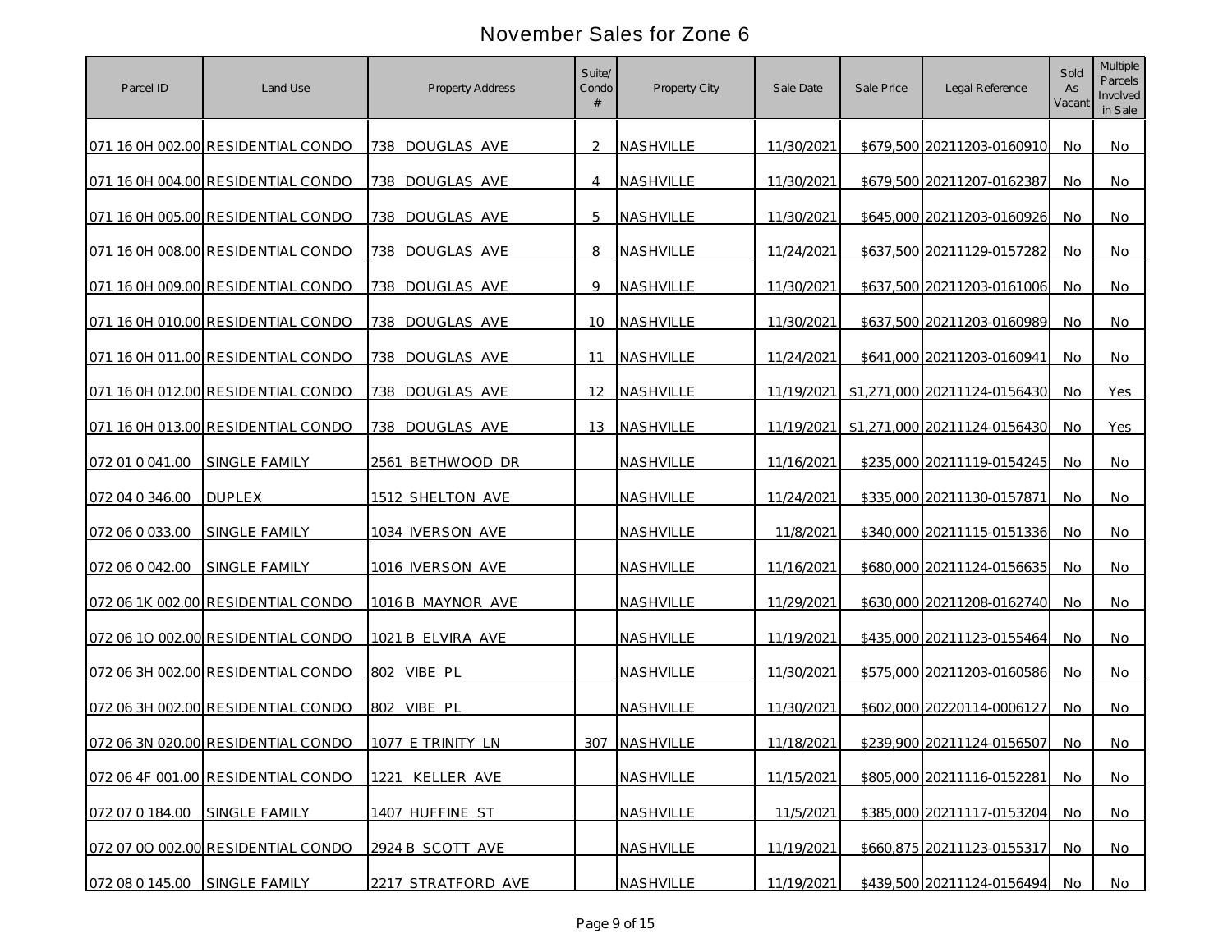# November Sales for Zone 6

| Parcel ID | Land Use | Property Address | Suite/ Condo # | Property City | Sale Date | Sale Price | Legal Reference | Sold As Vacant | Multiple Parcels Involved in Sale |
|---|---|---|---|---|---|---|---|---|---|
| 071 16 0H 002.00 | RESIDENTIAL CONDO | 738 DOUGLAS AVE | 2 | NASHVILLE | 11/30/2021 | $679,500 | 20211203-0160910 | No | No |
| 071 16 0H 004.00 | RESIDENTIAL CONDO | 738 DOUGLAS AVE | 4 | NASHVILLE | 11/30/2021 | $679,500 | 20211207-0162387 | No | No |
| 071 16 0H 005.00 | RESIDENTIAL CONDO | 738 DOUGLAS AVE | 5 | NASHVILLE | 11/30/2021 | $645,000 | 20211203-0160926 | No | No |
| 071 16 0H 008.00 | RESIDENTIAL CONDO | 738 DOUGLAS AVE | 8 | NASHVILLE | 11/24/2021 | $637,500 | 20211129-0157282 | No | No |
| 071 16 0H 009.00 | RESIDENTIAL CONDO | 738 DOUGLAS AVE | 9 | NASHVILLE | 11/30/2021 | $637,500 | 20211203-0161006 | No | No |
| 071 16 0H 010.00 | RESIDENTIAL CONDO | 738 DOUGLAS AVE | 10 | NASHVILLE | 11/30/2021 | $637,500 | 20211203-0160989 | No | No |
| 071 16 0H 011.00 | RESIDENTIAL CONDO | 738 DOUGLAS AVE | 11 | NASHVILLE | 11/24/2021 | $641,000 | 20211203-0160941 | No | No |
| 071 16 0H 012.00 | RESIDENTIAL CONDO | 738 DOUGLAS AVE | 12 | NASHVILLE | 11/19/2021 | $1,271,000 | 20211124-0156430 | No | Yes |
| 071 16 0H 013.00 | RESIDENTIAL CONDO | 738 DOUGLAS AVE | 13 | NASHVILLE | 11/19/2021 | $1,271,000 | 20211124-0156430 | No | Yes |
| 072 01 0 041.00 | SINGLE FAMILY | 2561 BETHWOOD DR | | NASHVILLE | 11/16/2021 | $235,000 | 20211119-0154245 | No | No |
| 072 04 0 346.00 | DUPLEX | 1512 SHELTON AVE | | NASHVILLE | 11/24/2021 | $335,000 | 20211130-0157871 | No | No |
| 072 06 0 033.00 | SINGLE FAMILY | 1034 IVERSON AVE | | NASHVILLE | 11/8/2021 | $340,000 | 20211115-0151336 | No | No |
| 072 06 0 042.00 | SINGLE FAMILY | 1016 IVERSON AVE | | NASHVILLE | 11/16/2021 | $680,000 | 20211124-0156635 | No | No |
| 072 06 1K 002.00 | RESIDENTIAL CONDO | 1016 B MAYNOR AVE | | NASHVILLE | 11/29/2021 | $630,000 | 20211208-0162740 | No | No |
| 072 06 1O 002.00 | RESIDENTIAL CONDO | 1021 B ELVIRA AVE | | NASHVILLE | 11/19/2021 | $435,000 | 20211123-0155464 | No | No |
| 072 06 3H 002.00 | RESIDENTIAL CONDO | 802 VIBE PL | | NASHVILLE | 11/30/2021 | $575,000 | 20211203-0160586 | No | No |
| 072 06 3H 002.00 | RESIDENTIAL CONDO | 802 VIBE PL | | NASHVILLE | 11/30/2021 | $602,000 | 20220114-0006127 | No | No |
| 072 06 3N 020.00 | RESIDENTIAL CONDO | 1077 E TRINITY LN | 307 | NASHVILLE | 11/18/2021 | $239,900 | 20211124-0156507 | No | No |
| 072 06 4F 001.00 | RESIDENTIAL CONDO | 1221 KELLER AVE | | NASHVILLE | 11/15/2021 | $805,000 | 20211116-0152281 | No | No |
| 072 07 0 184.00 | SINGLE FAMILY | 1407 HUFFINE ST | | NASHVILLE | 11/5/2021 | $385,000 | 20211117-0153204 | No | No |
| 072 07 0O 002.00 | RESIDENTIAL CONDO | 2924 B SCOTT AVE | | NASHVILLE | 11/19/2021 | $660,875 | 20211123-0155317 | No | No |
| 072 08 0 145.00 | SINGLE FAMILY | 2217 STRATFORD AVE | | NASHVILLE | 11/19/2021 | $439,500 | 20211124-0156494 | No | No |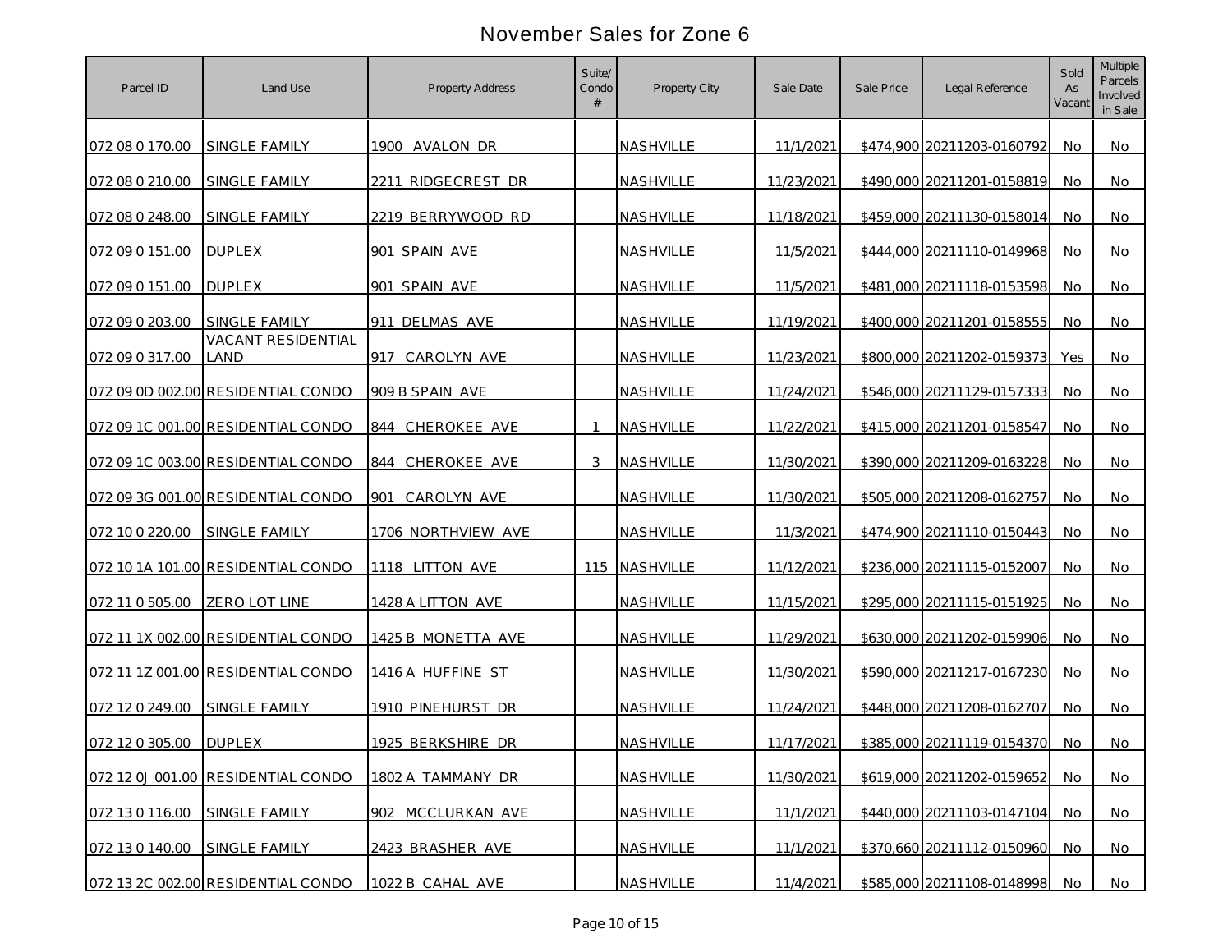# November Sales for Zone 6

| Parcel ID | Land Use | Property Address | Suite/ Condo # | Property City | Sale Date | Sale Price | Legal Reference | Sold As Vacant | Multiple Parcels Involved in Sale |
|---|---|---|---|---|---|---|---|---|---|
| 072 08 0 170.00 | SINGLE FAMILY | 1900 AVALON DR | | NASHVILLE | 11/1/2021 | $474,900 | 20211203-0160792 | No | No |
| 072 08 0 210.00 | SINGLE FAMILY | 2211 RIDGECREST DR | | NASHVILLE | 11/23/2021 | $490,000 | 20211201-0158819 | No | No |
| 072 08 0 248.00 | SINGLE FAMILY | 2219 BERRYWOOD RD | | NASHVILLE | 11/18/2021 | $459,000 | 20211130-0158014 | No | No |
| 072 09 0 151.00 | DUPLEX | 901 SPAIN AVE | | NASHVILLE | 11/5/2021 | $444,000 | 20211110-0149968 | No | No |
| 072 09 0 151.00 | DUPLEX | 901 SPAIN AVE | | NASHVILLE | 11/5/2021 | $481,000 | 20211118-0153598 | No | No |
| 072 09 0 203.00 | SINGLE FAMILY | 911 DELMAS AVE | | NASHVILLE | 11/19/2021 | $400,000 | 20211201-0158555 | No | No |
| 072 09 0 317.00 | VACANT RESIDENTIAL LAND | 917 CAROLYN AVE | | NASHVILLE | 11/23/2021 | $800,000 | 20211202-0159373 | Yes | No |
| 072 09 0D 002.00 | RESIDENTIAL CONDO | 909 B SPAIN AVE | | NASHVILLE | 11/24/2021 | $546,000 | 20211129-0157333 | No | No |
| 072 09 1C 001.00 | RESIDENTIAL CONDO | 844 CHEROKEE AVE | 1 | NASHVILLE | 11/22/2021 | $415,000 | 20211201-0158547 | No | No |
| 072 09 1C 003.00 | RESIDENTIAL CONDO | 844 CHEROKEE AVE | 3 | NASHVILLE | 11/30/2021 | $390,000 | 20211209-0163228 | No | No |
| 072 09 3G 001.00 | RESIDENTIAL CONDO | 901 CAROLYN AVE | | NASHVILLE | 11/30/2021 | $505,000 | 20211208-0162757 | No | No |
| 072 10 0 220.00 | SINGLE FAMILY | 1706 NORTHVIEW AVE | | NASHVILLE | 11/3/2021 | $474,900 | 20211110-0150443 | No | No |
| 072 10 1A 101.00 | RESIDENTIAL CONDO | 1118 LITTON AVE | 115 | NASHVILLE | 11/12/2021 | $236,000 | 20211115-0152007 | No | No |
| 072 11 0 505.00 | ZERO LOT LINE | 1428 A LITTON AVE | | NASHVILLE | 11/15/2021 | $295,000 | 20211115-0151925 | No | No |
| 072 11 1X 002.00 | RESIDENTIAL CONDO | 1425 B MONETTA AVE | | NASHVILLE | 11/29/2021 | $630,000 | 20211202-0159906 | No | No |
| 072 11 1Z 001.00 | RESIDENTIAL CONDO | 1416 A HUFFINE ST | | NASHVILLE | 11/30/2021 | $590,000 | 20211217-0167230 | No | No |
| 072 12 0 249.00 | SINGLE FAMILY | 1910 PINEHURST DR | | NASHVILLE | 11/24/2021 | $448,000 | 20211208-0162707 | No | No |
| 072 12 0 305.00 | DUPLEX | 1925 BERKSHIRE DR | | NASHVILLE | 11/17/2021 | $385,000 | 20211119-0154370 | No | No |
| 072 12 0J 001.00 | RESIDENTIAL CONDO | 1802 A TAMMANY DR | | NASHVILLE | 11/30/2021 | $619,000 | 20211202-0159652 | No | No |
| 072 13 0 116.00 | SINGLE FAMILY | 902 MCCLURKAN AVE | | NASHVILLE | 11/1/2021 | $440,000 | 20211103-0147104 | No | No |
| 072 13 0 140.00 | SINGLE FAMILY | 2423 BRASHER AVE | | NASHVILLE | 11/1/2021 | $370,660 | 20211112-0150960 | No | No |
| 072 13 2C 002.00 | RESIDENTIAL CONDO | 1022 B CAHAL AVE | | NASHVILLE | 11/4/2021 | $585,000 | 20211108-0148998 | No | No |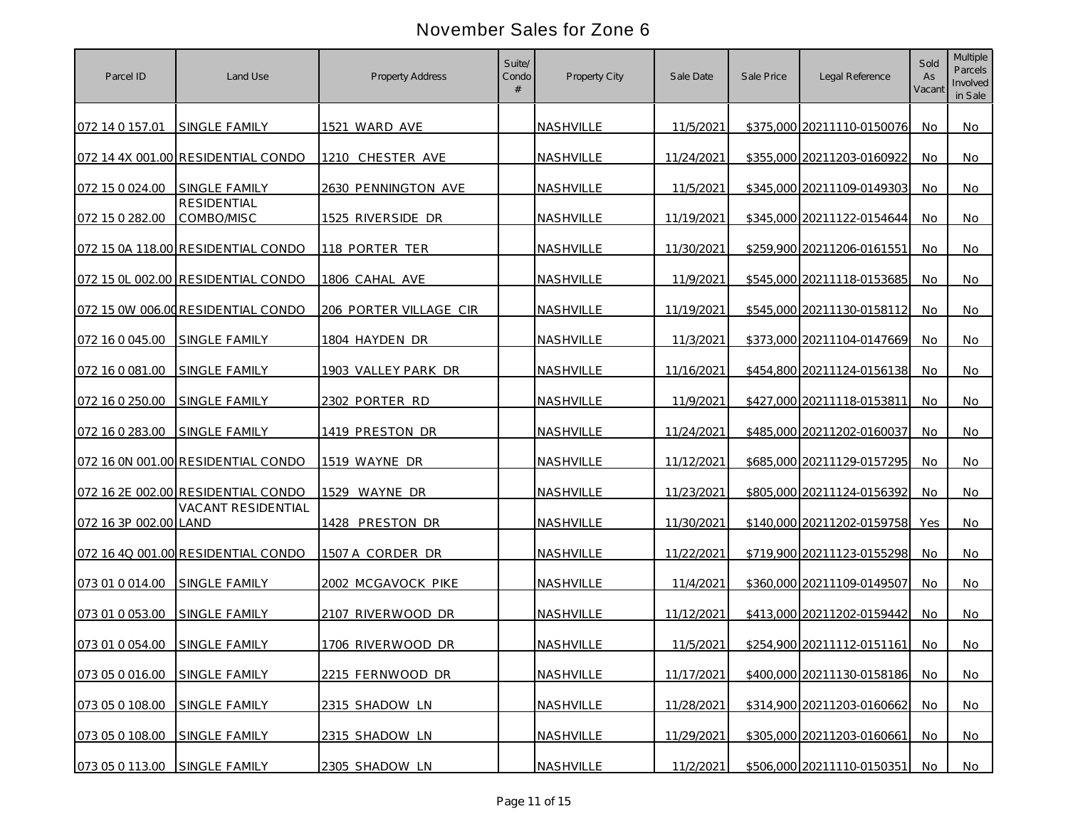# November Sales for Zone 6

| Parcel ID | Land Use | Property Address | Suite/ Condo # | Property City | Sale Date | Sale Price | Legal Reference | Sold As Vacant | Multiple Parcels Involved in Sale |
|---|---|---|---|---|---|---|---|---|---|
| 072 14 0 157.01 | SINGLE FAMILY | 1521 WARD AVE | | NASHVILLE | 11/5/2021 | $375,000 | 20211110-0150076 | No | No |
| 072 14 4X 001.00 | RESIDENTIAL CONDO | 1210 CHESTER AVE | | NASHVILLE | 11/24/2021 | $355,000 | 20211203-0160922 | No | No |
| 072 15 0 024.00 | SINGLE FAMILY | 2630 PENNINGTON AVE | | NASHVILLE | 11/5/2021 | $345,000 | 20211109-0149303 | No | No |
| 072 15 0 282.00 | RESIDENTIAL COMBO/MISC | 1525 RIVERSIDE DR | | NASHVILLE | 11/19/2021 | $345,000 | 20211122-0154644 | No | No |
| 072 15 0A 118.00 | RESIDENTIAL CONDO | 118 PORTER TER | | NASHVILLE | 11/30/2021 | $259,900 | 20211206-0161551 | No | No |
| 072 15 0L 002.00 | RESIDENTIAL CONDO | 1806 CAHAL AVE | | NASHVILLE | 11/9/2021 | $545,000 | 20211118-0153685 | No | No |
| 072 15 0W 006.00 | RESIDENTIAL CONDO | 206 PORTER VILLAGE CIR | | NASHVILLE | 11/19/2021 | $545,000 | 20211130-0158112 | No | No |
| 072 16 0 045.00 | SINGLE FAMILY | 1804 HAYDEN DR | | NASHVILLE | 11/3/2021 | $373,000 | 20211104-0147669 | No | No |
| 072 16 0 081.00 | SINGLE FAMILY | 1903 VALLEY PARK DR | | NASHVILLE | 11/16/2021 | $454,800 | 20211124-0156138 | No | No |
| 072 16 0 250.00 | SINGLE FAMILY | 2302 PORTER RD | | NASHVILLE | 11/9/2021 | $427,000 | 20211118-0153811 | No | No |
| 072 16 0 283.00 | SINGLE FAMILY | 1419 PRESTON DR | | NASHVILLE | 11/24/2021 | $485,000 | 20211202-0160037 | No | No |
| 072 16 0N 001.00 | RESIDENTIAL CONDO | 1519 WAYNE DR | | NASHVILLE | 11/12/2021 | $685,000 | 20211129-0157295 | No | No |
| 072 16 2E 002.00 | RESIDENTIAL CONDO | 1529 WAYNE DR | | NASHVILLE | 11/23/2021 | $805,000 | 20211124-0156392 | No | No |
| 072 16 3P 002.00 | VACANT RESIDENTIAL LAND | 1428 PRESTON DR | | NASHVILLE | 11/30/2021 | $140,000 | 20211202-0159758 | Yes | No |
| 072 16 4Q 001.00 | RESIDENTIAL CONDO | 1507 A CORDER DR | | NASHVILLE | 11/22/2021 | $719,900 | 20211123-0155298 | No | No |
| 073 01 0 014.00 | SINGLE FAMILY | 2002 MCGAVOCK PIKE | | NASHVILLE | 11/4/2021 | $360,000 | 20211109-0149507 | No | No |
| 073 01 0 053.00 | SINGLE FAMILY | 2107 RIVERWOOD DR | | NASHVILLE | 11/12/2021 | $413,000 | 20211202-0159442 | No | No |
| 073 01 0 054.00 | SINGLE FAMILY | 1706 RIVERWOOD DR | | NASHVILLE | 11/5/2021 | $254,900 | 20211112-0151161 | No | No |
| 073 05 0 016.00 | SINGLE FAMILY | 2215 FERNWOOD DR | | NASHVILLE | 11/17/2021 | $400,000 | 20211130-0158186 | No | No |
| 073 05 0 108.00 | SINGLE FAMILY | 2315 SHADOW LN | | NASHVILLE | 11/28/2021 | $314,900 | 20211203-0160662 | No | No |
| 073 05 0 108.00 | SINGLE FAMILY | 2315 SHADOW LN | | NASHVILLE | 11/29/2021 | $305,000 | 20211203-0160661 | No | No |
| 073 05 0 113.00 | SINGLE FAMILY | 2305 SHADOW LN | | NASHVILLE | 11/2/2021 | $506,000 | 20211110-0150351 | No | No |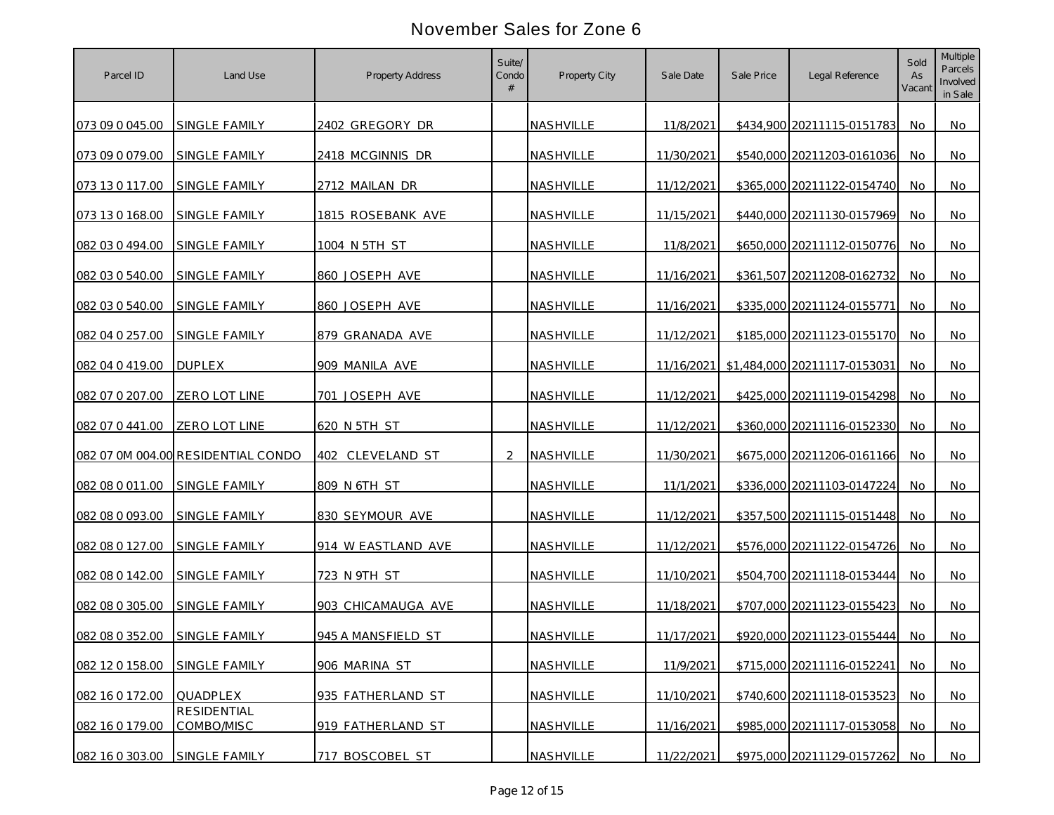# November Sales for Zone 6

| Parcel ID | Land Use | Property Address | Suite/ Condo # | Property City | Sale Date | Sale Price | Legal Reference | Sold As Vacant | Multiple Parcels Involved in Sale |
|---|---|---|---|---|---|---|---|---|---|
| 073 09 0 045.00 | SINGLE FAMILY | 2402 GREGORY DR | | NASHVILLE | 11/8/2021 | $434,900 | 20211115-0151783 | No | No |
| 073 09 0 079.00 | SINGLE FAMILY | 2418 MCGINNIS DR | | NASHVILLE | 11/30/2021 | $540,000 | 20211203-0161036 | No | No |
| 073 13 0 117.00 | SINGLE FAMILY | 2712 MAILAN DR | | NASHVILLE | 11/12/2021 | $365,000 | 20211122-0154740 | No | No |
| 073 13 0 168.00 | SINGLE FAMILY | 1815 ROSEBANK AVE | | NASHVILLE | 11/15/2021 | $440,000 | 20211130-0157969 | No | No |
| 082 03 0 494.00 | SINGLE FAMILY | 1004 N 5TH ST | | NASHVILLE | 11/8/2021 | $650,000 | 20211112-0150776 | No | No |
| 082 03 0 540.00 | SINGLE FAMILY | 860 JOSEPH AVE | | NASHVILLE | 11/16/2021 | $361,507 | 20211208-0162732 | No | No |
| 082 03 0 540.00 | SINGLE FAMILY | 860 JOSEPH AVE | | NASHVILLE | 11/16/2021 | $335,000 | 20211124-0155771 | No | No |
| 082 04 0 257.00 | SINGLE FAMILY | 879 GRANADA AVE | | NASHVILLE | 11/12/2021 | $185,000 | 20211123-0155170 | No | No |
| 082 04 0 419.00 | DUPLEX | 909 MANILA AVE | | NASHVILLE | 11/16/2021 | $1,484,000 | 20211117-0153031 | No | No |
| 082 07 0 207.00 | ZERO LOT LINE | 701 JOSEPH AVE | | NASHVILLE | 11/12/2021 | $425,000 | 20211119-0154298 | No | No |
| 082 07 0 441.00 | ZERO LOT LINE | 620 N 5TH ST | | NASHVILLE | 11/12/2021 | $360,000 | 20211116-0152330 | No | No |
| 082 07 0M 004.00 | RESIDENTIAL CONDO | 402 CLEVELAND ST | 2 | NASHVILLE | 11/30/2021 | $675,000 | 20211206-0161166 | No | No |
| 082 08 0 011.00 | SINGLE FAMILY | 809 N 6TH ST | | NASHVILLE | 11/1/2021 | $336,000 | 20211103-0147224 | No | No |
| 082 08 0 093.00 | SINGLE FAMILY | 830 SEYMOUR AVE | | NASHVILLE | 11/12/2021 | $357,500 | 20211115-0151448 | No | No |
| 082 08 0 127.00 | SINGLE FAMILY | 914 W EASTLAND AVE | | NASHVILLE | 11/12/2021 | $576,000 | 20211122-0154726 | No | No |
| 082 08 0 142.00 | SINGLE FAMILY | 723 N 9TH ST | | NASHVILLE | 11/10/2021 | $504,700 | 20211118-0153444 | No | No |
| 082 08 0 305.00 | SINGLE FAMILY | 903 CHICAMAUGA AVE | | NASHVILLE | 11/18/2021 | $707,000 | 20211123-0155423 | No | No |
| 082 08 0 352.00 | SINGLE FAMILY | 945 A MANSFIELD ST | | NASHVILLE | 11/17/2021 | $920,000 | 20211123-0155444 | No | No |
| 082 12 0 158.00 | SINGLE FAMILY | 906 MARINA ST | | NASHVILLE | 11/9/2021 | $715,000 | 20211116-0152241 | No | No |
| 082 16 0 172.00 | QUADPLEX | 935 FATHERLAND ST | | NASHVILLE | 11/10/2021 | $740,600 | 20211118-0153523 | No | No |
| 082 16 0 179.00 | RESIDENTIAL COMBO/MISC | 919 FATHERLAND ST | | NASHVILLE | 11/16/2021 | $985,000 | 20211117-0153058 | No | No |
| 082 16 0 303.00 | SINGLE FAMILY | 717 BOSCOBEL ST | | NASHVILLE | 11/22/2021 | $975,000 | 20211129-0157262 | No | No |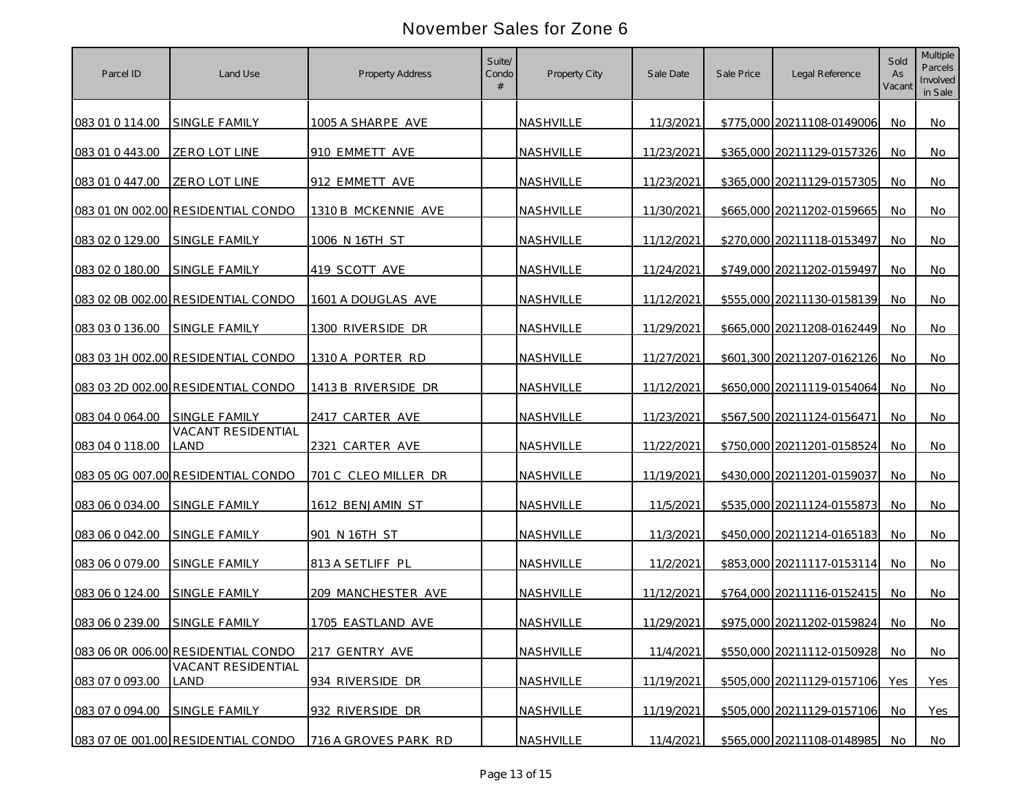# November Sales for Zone 6

| Parcel ID | Land Use | Property Address | Suite/ Condo # | Property City | Sale Date | Sale Price | Legal Reference | Sold As Vacant | Multiple Parcels Involved in Sale |
|---|---|---|---|---|---|---|---|---|---|
| 083 01 0 114.00 | SINGLE FAMILY | 1005 A SHARPE AVE | | NASHVILLE | 11/3/2021 | $775,000 | 20211108-0149006 | No | No |
| 083 01 0 443.00 | ZERO LOT LINE | 910 EMMETT AVE | | NASHVILLE | 11/23/2021 | $365,000 | 20211129-0157326 | No | No |
| 083 01 0 447.00 | ZERO LOT LINE | 912 EMMETT AVE | | NASHVILLE | 11/23/2021 | $365,000 | 20211129-0157305 | No | No |
| 083 01 0N 002.00 | RESIDENTIAL CONDO | 1310 B MCKENNIE AVE | | NASHVILLE | 11/30/2021 | $665,000 | 20211202-0159665 | No | No |
| 083 02 0 129.00 | SINGLE FAMILY | 1006 N 16TH ST | | NASHVILLE | 11/12/2021 | $270,000 | 20211118-0153497 | No | No |
| 083 02 0 180.00 | SINGLE FAMILY | 419 SCOTT AVE | | NASHVILLE | 11/24/2021 | $749,000 | 20211202-0159497 | No | No |
| 083 02 0B 002.00 | RESIDENTIAL CONDO | 1601 A DOUGLAS AVE | | NASHVILLE | 11/12/2021 | $555,000 | 20211130-0158139 | No | No |
| 083 03 0 136.00 | SINGLE FAMILY | 1300 RIVERSIDE DR | | NASHVILLE | 11/29/2021 | $665,000 | 20211208-0162449 | No | No |
| 083 03 1H 002.00 | RESIDENTIAL CONDO | 1310 A PORTER RD | | NASHVILLE | 11/27/2021 | $601,300 | 20211207-0162126 | No | No |
| 083 03 2D 002.00 | RESIDENTIAL CONDO | 1413 B RIVERSIDE DR | | NASHVILLE | 11/12/2021 | $650,000 | 20211119-0154064 | No | No |
| 083 04 0 064.00 | SINGLE FAMILY | 2417 CARTER AVE | | NASHVILLE | 11/23/2021 | $567,500 | 20211124-0156471 | No | No |
| 083 04 0 118.00 | VACANT RESIDENTIAL LAND | 2321 CARTER AVE | | NASHVILLE | 11/22/2021 | $750,000 | 20211201-0158524 | No | No |
| 083 05 0G 007.00 | RESIDENTIAL CONDO | 701 C CLEO MILLER DR | | NASHVILLE | 11/19/2021 | $430,000 | 20211201-0159037 | No | No |
| 083 06 0 034.00 | SINGLE FAMILY | 1612 BENJAMIN ST | | NASHVILLE | 11/5/2021 | $535,000 | 20211124-0155873 | No | No |
| 083 06 0 042.00 | SINGLE FAMILY | 901 N 16TH ST | | NASHVILLE | 11/3/2021 | $450,000 | 20211214-0165183 | No | No |
| 083 06 0 079.00 | SINGLE FAMILY | 813 A SETLIFF PL | | NASHVILLE | 11/2/2021 | $853,000 | 20211117-0153114 | No | No |
| 083 06 0 124.00 | SINGLE FAMILY | 209 MANCHESTER AVE | | NASHVILLE | 11/12/2021 | $764,000 | 20211116-0152415 | No | No |
| 083 06 0 239.00 | SINGLE FAMILY | 1705 EASTLAND AVE | | NASHVILLE | 11/29/2021 | $975,000 | 20211202-0159824 | No | No |
| 083 06 0R 006.00 | RESIDENTIAL CONDO | 217 GENTRY AVE | | NASHVILLE | 11/4/2021 | $550,000 | 20211112-0150928 | No | No |
| 083 07 0 093.00 | VACANT RESIDENTIAL LAND | 934 RIVERSIDE DR | | NASHVILLE | 11/19/2021 | $505,000 | 20211129-0157106 | Yes | Yes |
| 083 07 0 094.00 | SINGLE FAMILY | 932 RIVERSIDE DR | | NASHVILLE | 11/19/2021 | $505,000 | 20211129-0157106 | No | Yes |
| 083 07 0E 001.00 | RESIDENTIAL CONDO | 716 A GROVES PARK RD | | NASHVILLE | 11/4/2021 | $565,000 | 20211108-0148985 | No | No |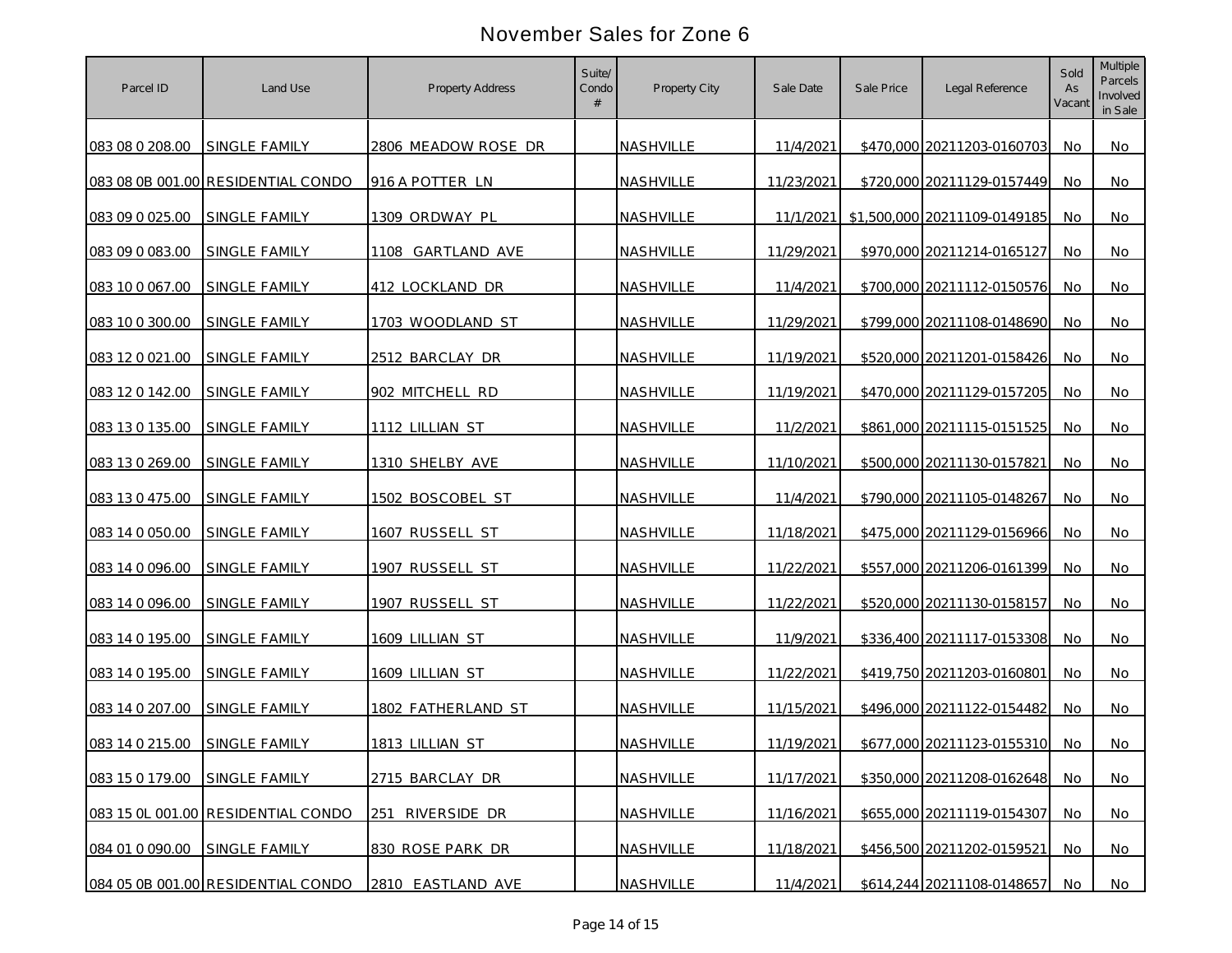# November Sales for Zone 6

| Parcel ID | Land Use | Property Address | Suite/ Condo # | Property City | Sale Date | Sale Price | Legal Reference | Sold As Vacant | Multiple Parcels Involved in Sale |
|---|---|---|---|---|---|---|---|---|---|
| 083 08 0 208.00 | SINGLE FAMILY | 2806 MEADOW ROSE DR | | NASHVILLE | 11/4/2021 | $470,000 | 20211203-0160703 | No | No |
| 083 08 0B 001.00 | RESIDENTIAL CONDO | 916 A POTTER LN | | NASHVILLE | 11/23/2021 | $720,000 | 20211129-0157449 | No | No |
| 083 09 0 025.00 | SINGLE FAMILY | 1309 ORDWAY PL | | NASHVILLE | 11/1/2021 | $1,500,000 | 20211109-0149185 | No | No |
| 083 09 0 083.00 | SINGLE FAMILY | 1108 GARTLAND AVE | | NASHVILLE | 11/29/2021 | $970,000 | 20211214-0165127 | No | No |
| 083 10 0 067.00 | SINGLE FAMILY | 412 LOCKLAND DR | | NASHVILLE | 11/4/2021 | $700,000 | 20211112-0150576 | No | No |
| 083 10 0 300.00 | SINGLE FAMILY | 1703 WOODLAND ST | | NASHVILLE | 11/29/2021 | $799,000 | 20211108-0148690 | No | No |
| 083 12 0 021.00 | SINGLE FAMILY | 2512 BARCLAY DR | | NASHVILLE | 11/19/2021 | $520,000 | 20211201-0158426 | No | No |
| 083 12 0 142.00 | SINGLE FAMILY | 902 MITCHELL RD | | NASHVILLE | 11/19/2021 | $470,000 | 20211129-0157205 | No | No |
| 083 13 0 135.00 | SINGLE FAMILY | 1112 LILLIAN ST | | NASHVILLE | 11/2/2021 | $861,000 | 20211115-0151525 | No | No |
| 083 13 0 269.00 | SINGLE FAMILY | 1310 SHELBY AVE | | NASHVILLE | 11/10/2021 | $500,000 | 20211130-0157821 | No | No |
| 083 13 0 475.00 | SINGLE FAMILY | 1502 BOSCOBEL ST | | NASHVILLE | 11/4/2021 | $790,000 | 20211105-0148267 | No | No |
| 083 14 0 050.00 | SINGLE FAMILY | 1607 RUSSELL ST | | NASHVILLE | 11/18/2021 | $475,000 | 20211129-0156966 | No | No |
| 083 14 0 096.00 | SINGLE FAMILY | 1907 RUSSELL ST | | NASHVILLE | 11/22/2021 | $557,000 | 20211206-0161399 | No | No |
| 083 14 0 096.00 | SINGLE FAMILY | 1907 RUSSELL ST | | NASHVILLE | 11/22/2021 | $520,000 | 20211130-0158157 | No | No |
| 083 14 0 195.00 | SINGLE FAMILY | 1609 LILLIAN ST | | NASHVILLE | 11/9/2021 | $336,400 | 20211117-0153308 | No | No |
| 083 14 0 195.00 | SINGLE FAMILY | 1609 LILLIAN ST | | NASHVILLE | 11/22/2021 | $419,750 | 20211203-0160801 | No | No |
| 083 14 0 207.00 | SINGLE FAMILY | 1802 FATHERLAND ST | | NASHVILLE | 11/15/2021 | $496,000 | 20211122-0154482 | No | No |
| 083 14 0 215.00 | SINGLE FAMILY | 1813 LILLIAN ST | | NASHVILLE | 11/19/2021 | $677,000 | 20211123-0155310 | No | No |
| 083 15 0 179.00 | SINGLE FAMILY | 2715 BARCLAY DR | | NASHVILLE | 11/17/2021 | $350,000 | 20211208-0162648 | No | No |
| 083 15 0L 001.00 | RESIDENTIAL CONDO | 251 RIVERSIDE DR | | NASHVILLE | 11/16/2021 | $655,000 | 20211119-0154307 | No | No |
| 084 01 0 090.00 | SINGLE FAMILY | 830 ROSE PARK DR | | NASHVILLE | 11/18/2021 | $456,500 | 20211202-0159521 | No | No |
| 084 05 0B 001.00 | RESIDENTIAL CONDO | 2810 EASTLAND AVE | | NASHVILLE | 11/4/2021 | $614,244 | 20211108-0148657 | No | No |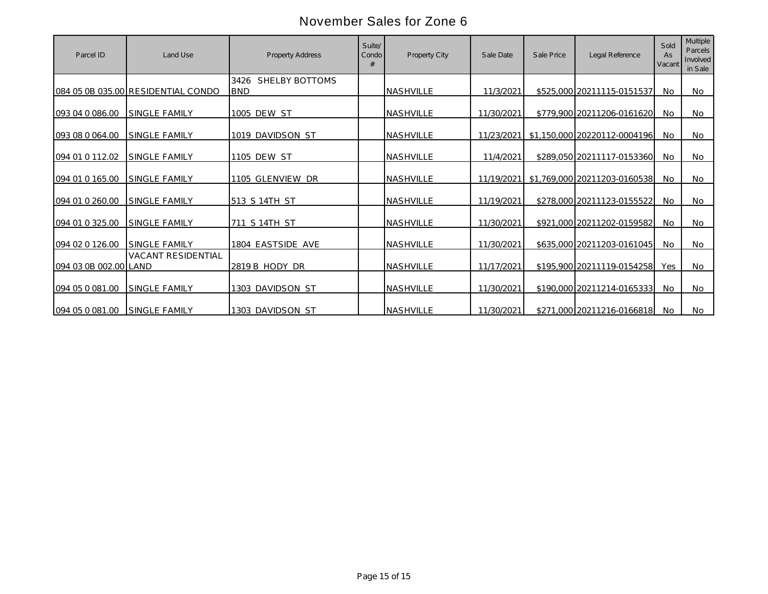# November Sales for Zone 6

| Parcel ID | Land Use | Property Address | Suite/ Condo # | Property City | Sale Date | Sale Price | Legal Reference | Sold As Vacant | Multiple Parcels Involved in Sale |
|---|---|---|---|---|---|---|---|---|---|
| 084 05 0B 035.00 | RESIDENTIAL CONDO | 3426 SHELBY BOTTOMS BND | | NASHVILLE | 11/3/2021 | $525,000 | 20211115-0151537 | No | No |
| 093 04 0 086.00 | SINGLE FAMILY | 1005 DEW ST | | NASHVILLE | 11/30/2021 | $779,900 | 20211206-0161620 | No | No |
| 093 08 0 064.00 | SINGLE FAMILY | 1019 DAVIDSON ST | | NASHVILLE | 11/23/2021 | $1,150,000 | 20220112-0004196 | No | No |
| 094 01 0 112.02 | SINGLE FAMILY | 1105 DEW ST | | NASHVILLE | 11/4/2021 | $289,050 | 20211117-0153360 | No | No |
| 094 01 0 165.00 | SINGLE FAMILY | 1105 GLENVIEW DR | | NASHVILLE | 11/19/2021 | $1,769,000 | 20211203-0160538 | No | No |
| 094 01 0 260.00 | SINGLE FAMILY | 513 S 14TH ST | | NASHVILLE | 11/19/2021 | $278,000 | 20211123-0155522 | No | No |
| 094 01 0 325.00 | SINGLE FAMILY | 711 S 14TH ST | | NASHVILLE | 11/30/2021 | $921,000 | 20211202-0159582 | No | No |
| 094 02 0 126.00 | SINGLE FAMILY | 1804 EASTSIDE AVE | | NASHVILLE | 11/30/2021 | $635,000 | 20211203-0161045 | No | No |
| 094 03 0B 002.00 | VACANT RESIDENTIAL LAND | 2819 B HODY DR | | NASHVILLE | 11/17/2021 | $195,900 | 20211119-0154258 | Yes | No |
| 094 05 0 081.00 | SINGLE FAMILY | 1303 DAVIDSON ST | | NASHVILLE | 11/30/2021 | $190,000 | 20211214-0165333 | No | No |
| 094 05 0 081.00 | SINGLE FAMILY | 1303 DAVIDSON ST | | NASHVILLE | 11/30/2021 | $271,000 | 20211216-0166818 | No | No |